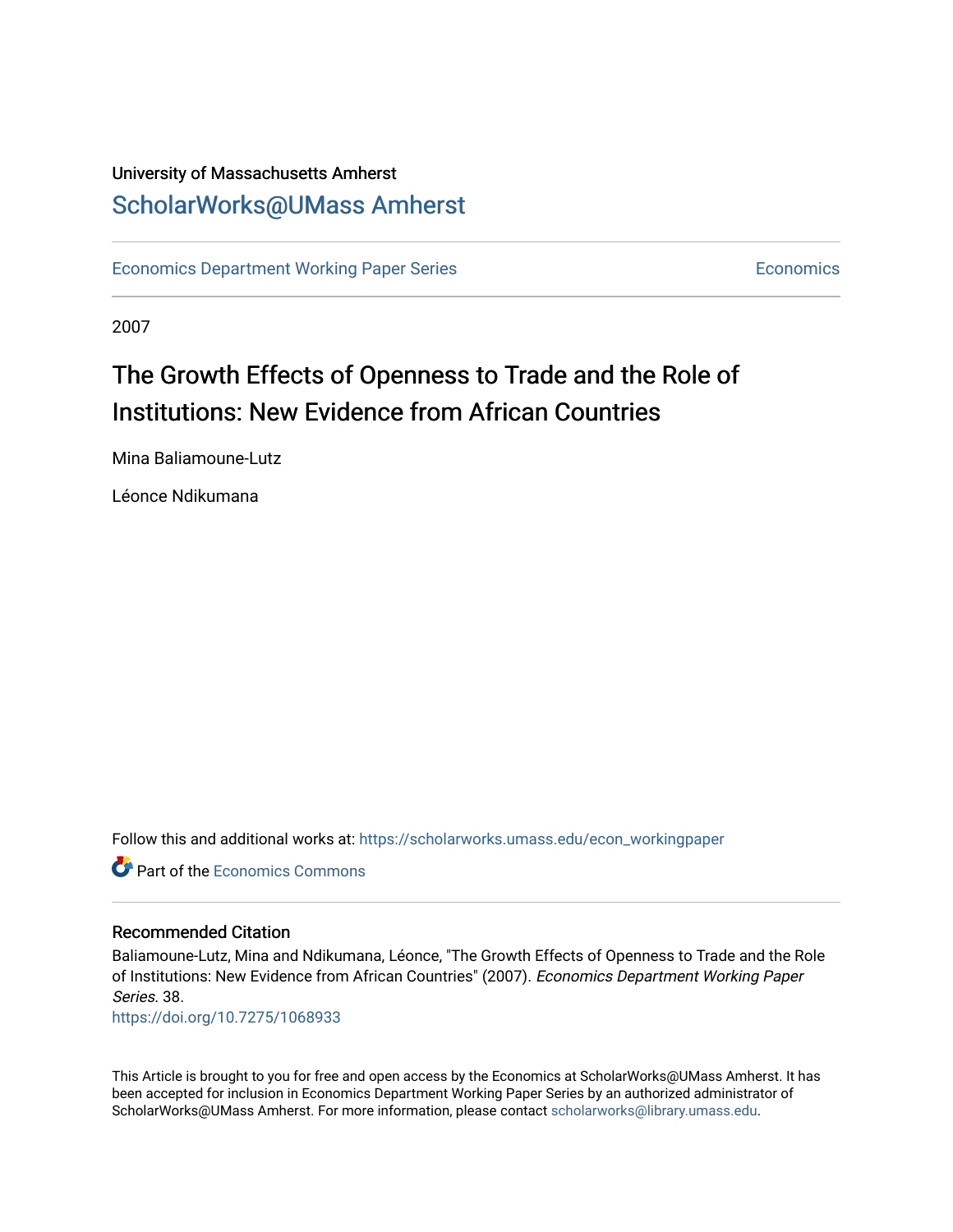University of Massachusetts Amherst

ScholarWorks@UMass Amherst

Economics Department Working Paper Series | Economics

2007

# The Growth Effects of Openness to Trade and the Role of Institutions: New Evidence from African Countries

Mina Baliamoune-Lutz

Léonce Ndikumana

Follow this and additional works at: https://scholarworks.umass.edu/econ_workingpaper

Part of the Economics Commons

## Recommended Citation

Baliamoune-Lutz, Mina and Ndikumana, Léonce, "The Growth Effects of Openness to Trade and the Role of Institutions: New Evidence from African Countries" (2007). *Economics Department Working Paper Series*. 38.

https://doi.org/10.7275/1068933

This Article is brought to you for free and open access by the Economics at ScholarWorks@UMass Amherst. It has been accepted for inclusion in Economics Department Working Paper Series by an authorized administrator of ScholarWorks@UMass Amherst. For more information, please contact scholarworks@library.umass.edu.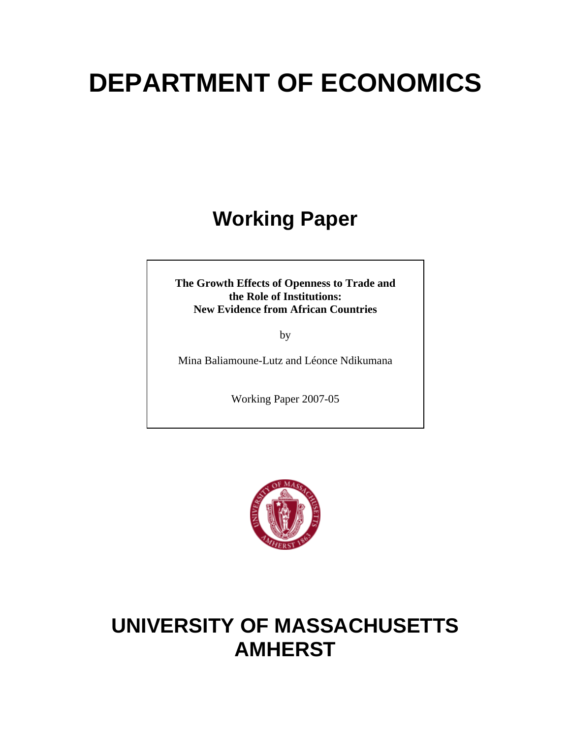# DEPARTMENT OF ECONOMICS

## Working Paper

**The Growth Effects of Openness to Trade and the Role of Institutions: New Evidence from African Countries**

by

Mina Baliamoune-Lutz and Léonce Ndikumana

Working Paper 2007-05

# UNIVERSITY OF MASSACHUSETTS AMHERST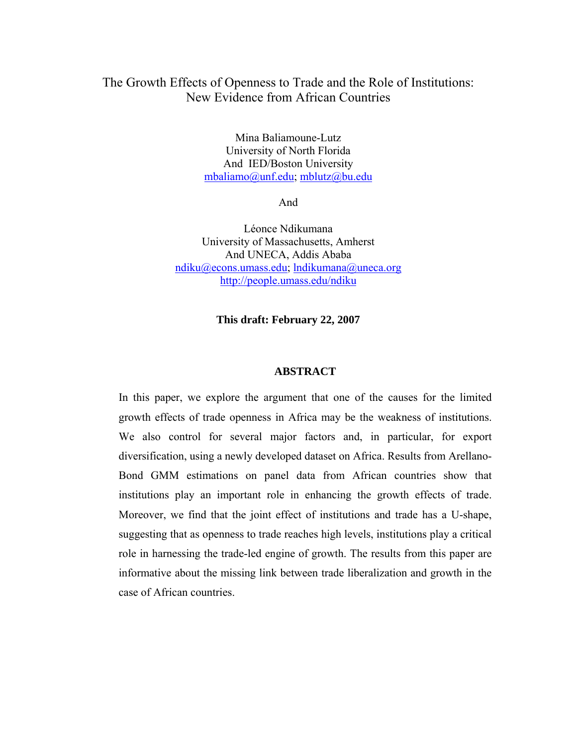# The Growth Effects of Openness to Trade and the Role of Institutions: New Evidence from African Countries

Mina Baliamoune-Lutz  
University of North Florida  
And IED/Boston University  
mbaliamo@unf.edu; mblutz@bu.edu

And

Léonce Ndikumana  
University of Massachusetts, Amherst  
And UNECA, Addis Ababa  
ndiku@econs.umass.edu; lndikumana@uneca.org  
http://people.umass.edu/ndiku

**This draft: February 22, 2007**

## ABSTRACT

In this paper, we explore the argument that one of the causes for the limited growth effects of trade openness in Africa may be the weakness of institutions. We also control for several major factors and, in particular, for export diversification, using a newly developed dataset on Africa. Results from Arellano-Bond GMM estimations on panel data from African countries show that institutions play an important role in enhancing the growth effects of trade. Moreover, we find that the joint effect of institutions and trade has a U-shape, suggesting that as openness to trade reaches high levels, institutions play a critical role in harnessing the trade-led engine of growth. The results from this paper are informative about the missing link between trade liberalization and growth in the case of African countries.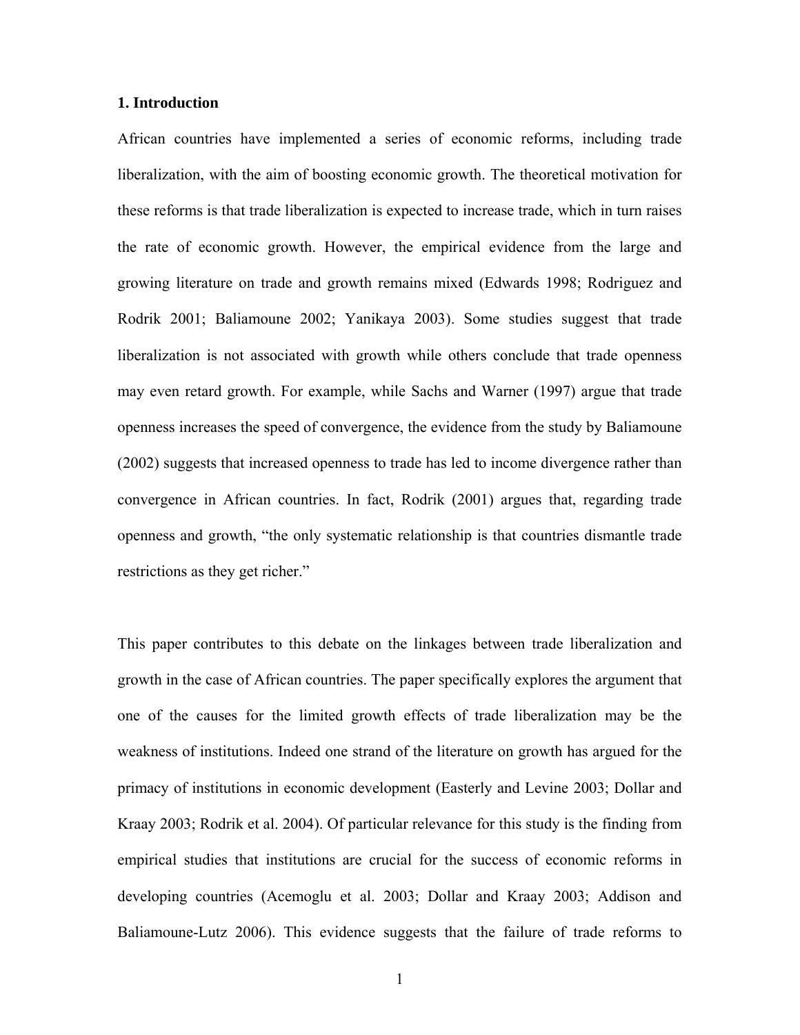## 1. Introduction

African countries have implemented a series of economic reforms, including trade liberalization, with the aim of boosting economic growth. The theoretical motivation for these reforms is that trade liberalization is expected to increase trade, which in turn raises the rate of economic growth. However, the empirical evidence from the large and growing literature on trade and growth remains mixed (Edwards 1998; Rodriguez and Rodrik 2001; Baliamoune 2002; Yanikaya 2003). Some studies suggest that trade liberalization is not associated with growth while others conclude that trade openness may even retard growth. For example, while Sachs and Warner (1997) argue that trade openness increases the speed of convergence, the evidence from the study by Baliamoune (2002) suggests that increased openness to trade has led to income divergence rather than convergence in African countries. In fact, Rodrik (2001) argues that, regarding trade openness and growth, "the only systematic relationship is that countries dismantle trade restrictions as they get richer."

This paper contributes to this debate on the linkages between trade liberalization and growth in the case of African countries. The paper specifically explores the argument that one of the causes for the limited growth effects of trade liberalization may be the weakness of institutions. Indeed one strand of the literature on growth has argued for the primacy of institutions in economic development (Easterly and Levine 2003; Dollar and Kraay 2003; Rodrik et al. 2004). Of particular relevance for this study is the finding from empirical studies that institutions are crucial for the success of economic reforms in developing countries (Acemoglu et al. 2003; Dollar and Kraay 2003; Addison and Baliamoune-Lutz 2006). This evidence suggests that the failure of trade reforms to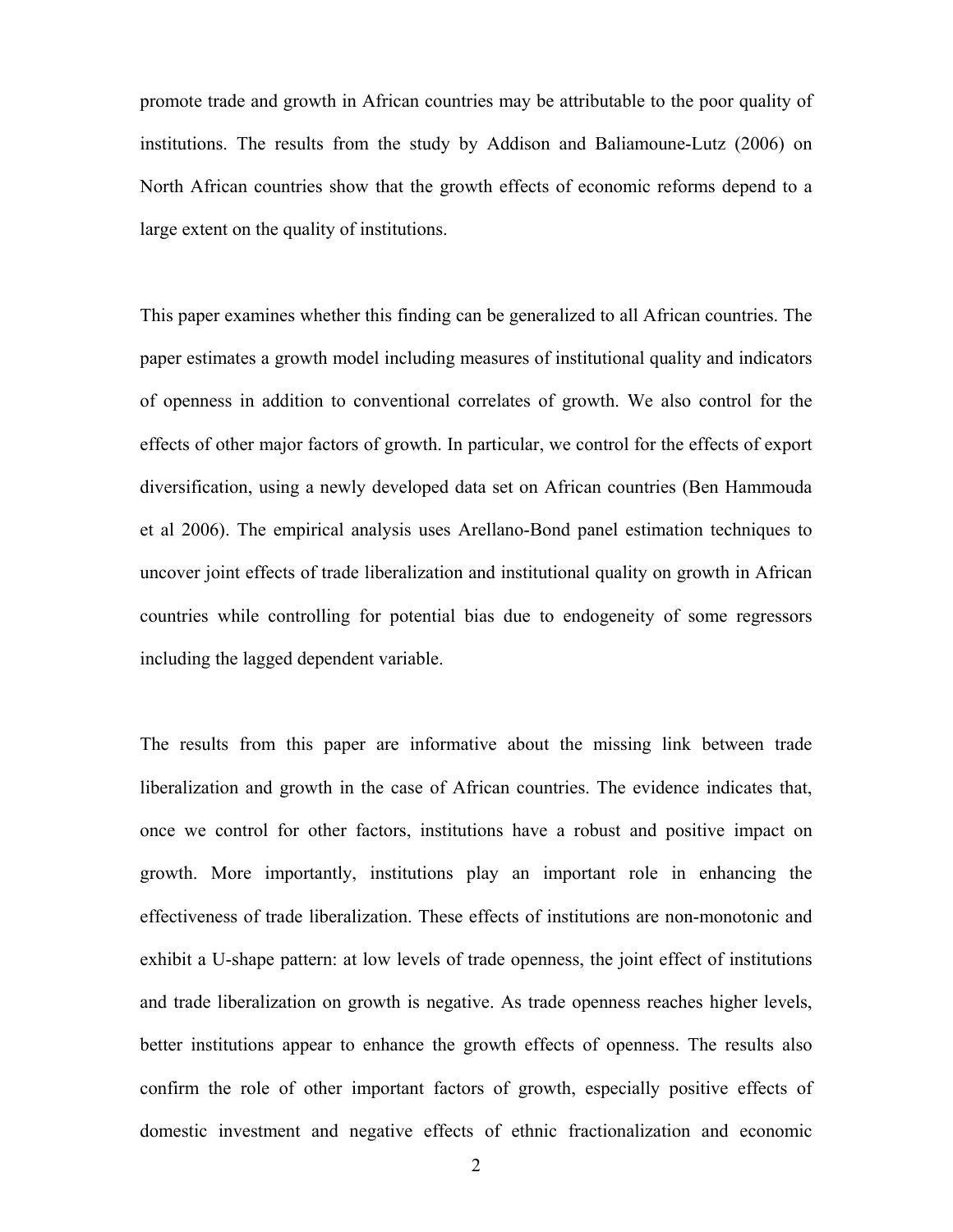promote trade and growth in African countries may be attributable to the poor quality of institutions. The results from the study by Addison and Baliamoune-Lutz (2006) on North African countries show that the growth effects of economic reforms depend to a large extent on the quality of institutions.

This paper examines whether this finding can be generalized to all African countries. The paper estimates a growth model including measures of institutional quality and indicators of openness in addition to conventional correlates of growth. We also control for the effects of other major factors of growth. In particular, we control for the effects of export diversification, using a newly developed data set on African countries (Ben Hammouda et al 2006). The empirical analysis uses Arellano-Bond panel estimation techniques to uncover joint effects of trade liberalization and institutional quality on growth in African countries while controlling for potential bias due to endogeneity of some regressors including the lagged dependent variable.

The results from this paper are informative about the missing link between trade liberalization and growth in the case of African countries. The evidence indicates that, once we control for other factors, institutions have a robust and positive impact on growth. More importantly, institutions play an important role in enhancing the effectiveness of trade liberalization. These effects of institutions are non-monotonic and exhibit a U-shape pattern: at low levels of trade openness, the joint effect of institutions and trade liberalization on growth is negative. As trade openness reaches higher levels, better institutions appear to enhance the growth effects of openness. The results also confirm the role of other important factors of growth, especially positive effects of domestic investment and negative effects of ethnic fractionalization and economic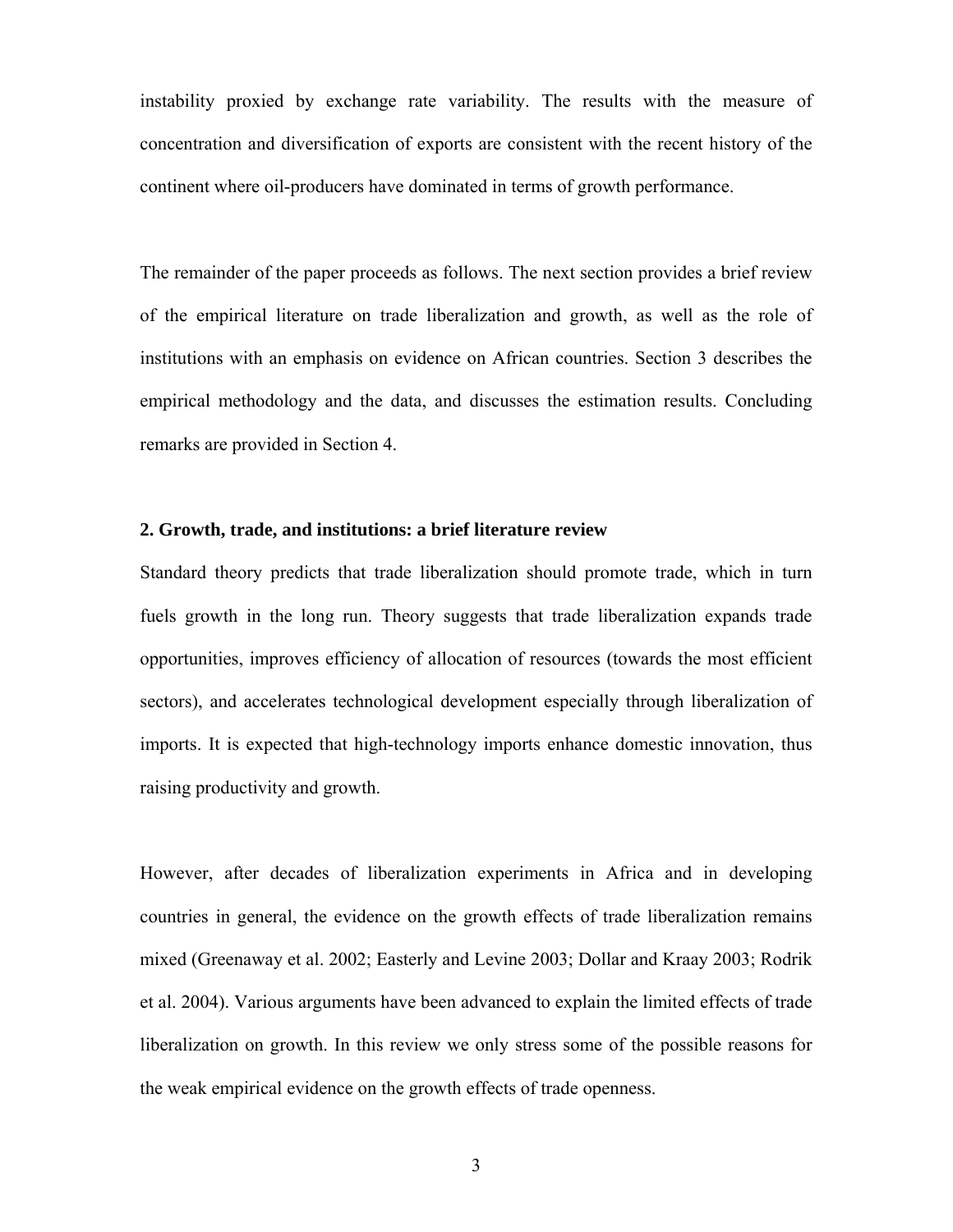instability proxied by exchange rate variability. The results with the measure of concentration and diversification of exports are consistent with the recent history of the continent where oil-producers have dominated in terms of growth performance.

The remainder of the paper proceeds as follows. The next section provides a brief review of the empirical literature on trade liberalization and growth, as well as the role of institutions with an emphasis on evidence on African countries. Section 3 describes the empirical methodology and the data, and discusses the estimation results. Concluding remarks are provided in Section 4.

## 2. Growth, trade, and institutions: a brief literature review

Standard theory predicts that trade liberalization should promote trade, which in turn fuels growth in the long run. Theory suggests that trade liberalization expands trade opportunities, improves efficiency of allocation of resources (towards the most efficient sectors), and accelerates technological development especially through liberalization of imports. It is expected that high-technology imports enhance domestic innovation, thus raising productivity and growth.

However, after decades of liberalization experiments in Africa and in developing countries in general, the evidence on the growth effects of trade liberalization remains mixed (Greenaway et al. 2002; Easterly and Levine 2003; Dollar and Kraay 2003; Rodrik et al. 2004). Various arguments have been advanced to explain the limited effects of trade liberalization on growth. In this review we only stress some of the possible reasons for the weak empirical evidence on the growth effects of trade openness.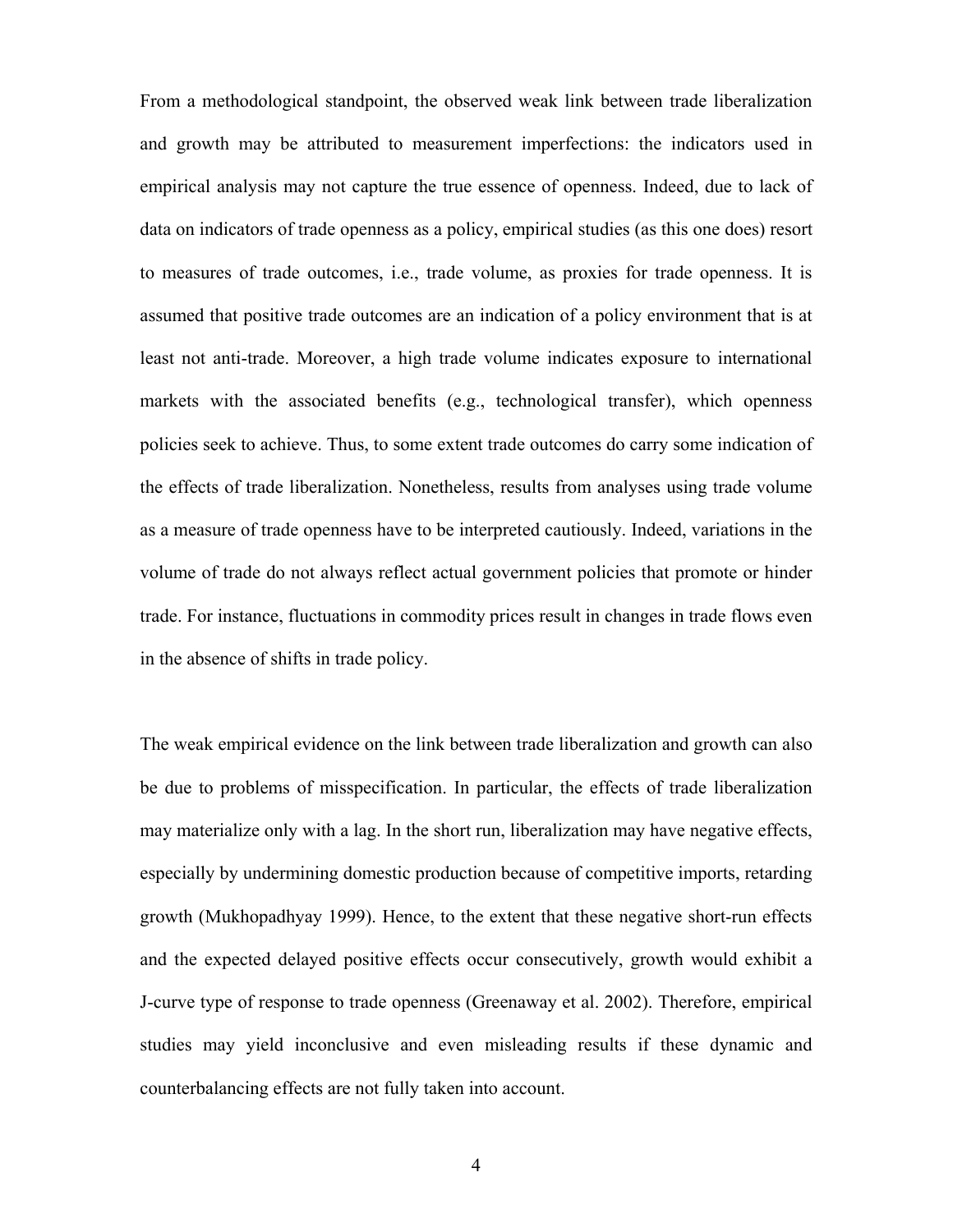From a methodological standpoint, the observed weak link between trade liberalization and growth may be attributed to measurement imperfections: the indicators used in empirical analysis may not capture the true essence of openness. Indeed, due to lack of data on indicators of trade openness as a policy, empirical studies (as this one does) resort to measures of trade outcomes, i.e., trade volume, as proxies for trade openness. It is assumed that positive trade outcomes are an indication of a policy environment that is at least not anti-trade. Moreover, a high trade volume indicates exposure to international markets with the associated benefits (e.g., technological transfer), which openness policies seek to achieve. Thus, to some extent trade outcomes do carry some indication of the effects of trade liberalization. Nonetheless, results from analyses using trade volume as a measure of trade openness have to be interpreted cautiously. Indeed, variations in the volume of trade do not always reflect actual government policies that promote or hinder trade. For instance, fluctuations in commodity prices result in changes in trade flows even in the absence of shifts in trade policy.

The weak empirical evidence on the link between trade liberalization and growth can also be due to problems of misspecification. In particular, the effects of trade liberalization may materialize only with a lag. In the short run, liberalization may have negative effects, especially by undermining domestic production because of competitive imports, retarding growth (Mukhopadhyay 1999). Hence, to the extent that these negative short-run effects and the expected delayed positive effects occur consecutively, growth would exhibit a J-curve type of response to trade openness (Greenaway et al. 2002). Therefore, empirical studies may yield inconclusive and even misleading results if these dynamic and counterbalancing effects are not fully taken into account.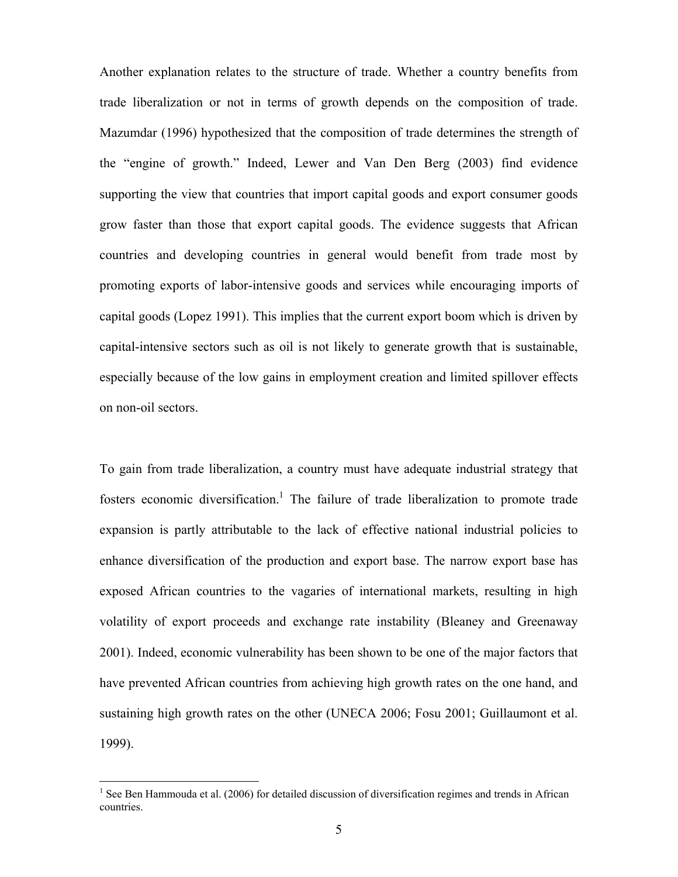Another explanation relates to the structure of trade. Whether a country benefits from trade liberalization or not in terms of growth depends on the composition of trade. Mazumdar (1996) hypothesized that the composition of trade determines the strength of the "engine of growth." Indeed, Lewer and Van Den Berg (2003) find evidence supporting the view that countries that import capital goods and export consumer goods grow faster than those that export capital goods. The evidence suggests that African countries and developing countries in general would benefit from trade most by promoting exports of labor-intensive goods and services while encouraging imports of capital goods (Lopez 1991). This implies that the current export boom which is driven by capital-intensive sectors such as oil is not likely to generate growth that is sustainable, especially because of the low gains in employment creation and limited spillover effects on non-oil sectors.

To gain from trade liberalization, a country must have adequate industrial strategy that fosters economic diversification.[1] The failure of trade liberalization to promote trade expansion is partly attributable to the lack of effective national industrial policies to enhance diversification of the production and export base. The narrow export base has exposed African countries to the vagaries of international markets, resulting in high volatility of export proceeds and exchange rate instability (Bleaney and Greenaway 2001). Indeed, economic vulnerability has been shown to be one of the major factors that have prevented African countries from achieving high growth rates on the one hand, and sustaining high growth rates on the other (UNECA 2006; Fosu 2001; Guillaumont et al. 1999).

[1] See Ben Hammouda et al. (2006) for detailed discussion of diversification regimes and trends in African countries.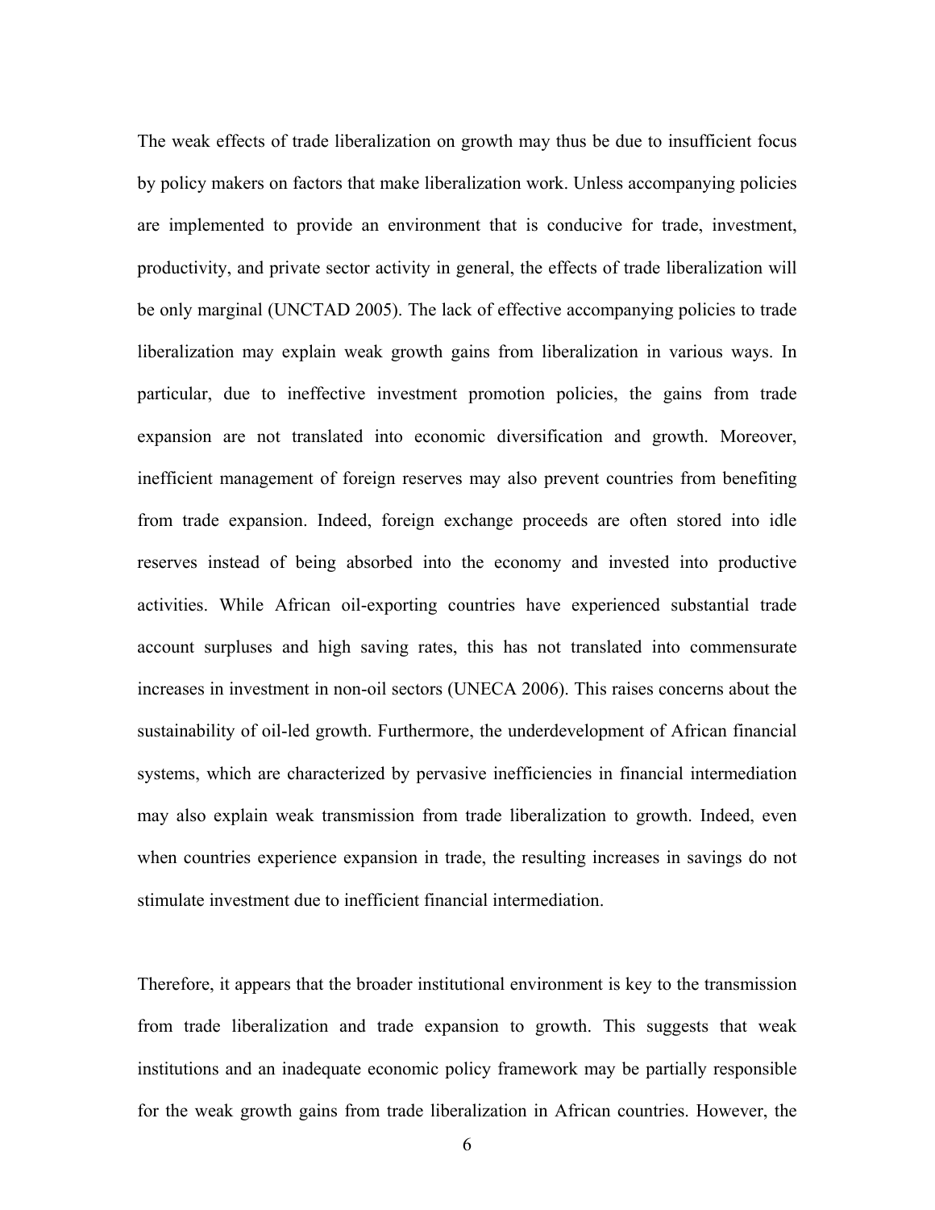The weak effects of trade liberalization on growth may thus be due to insufficient focus by policy makers on factors that make liberalization work. Unless accompanying policies are implemented to provide an environment that is conducive for trade, investment, productivity, and private sector activity in general, the effects of trade liberalization will be only marginal (UNCTAD 2005). The lack of effective accompanying policies to trade liberalization may explain weak growth gains from liberalization in various ways. In particular, due to ineffective investment promotion policies, the gains from trade expansion are not translated into economic diversification and growth. Moreover, inefficient management of foreign reserves may also prevent countries from benefiting from trade expansion. Indeed, foreign exchange proceeds are often stored into idle reserves instead of being absorbed into the economy and invested into productive activities. While African oil-exporting countries have experienced substantial trade account surpluses and high saving rates, this has not translated into commensurate increases in investment in non-oil sectors (UNECA 2006). This raises concerns about the sustainability of oil-led growth. Furthermore, the underdevelopment of African financial systems, which are characterized by pervasive inefficiencies in financial intermediation may also explain weak transmission from trade liberalization to growth. Indeed, even when countries experience expansion in trade, the resulting increases in savings do not stimulate investment due to inefficient financial intermediation.

Therefore, it appears that the broader institutional environment is key to the transmission from trade liberalization and trade expansion to growth. This suggests that weak institutions and an inadequate economic policy framework may be partially responsible for the weak growth gains from trade liberalization in African countries. However, the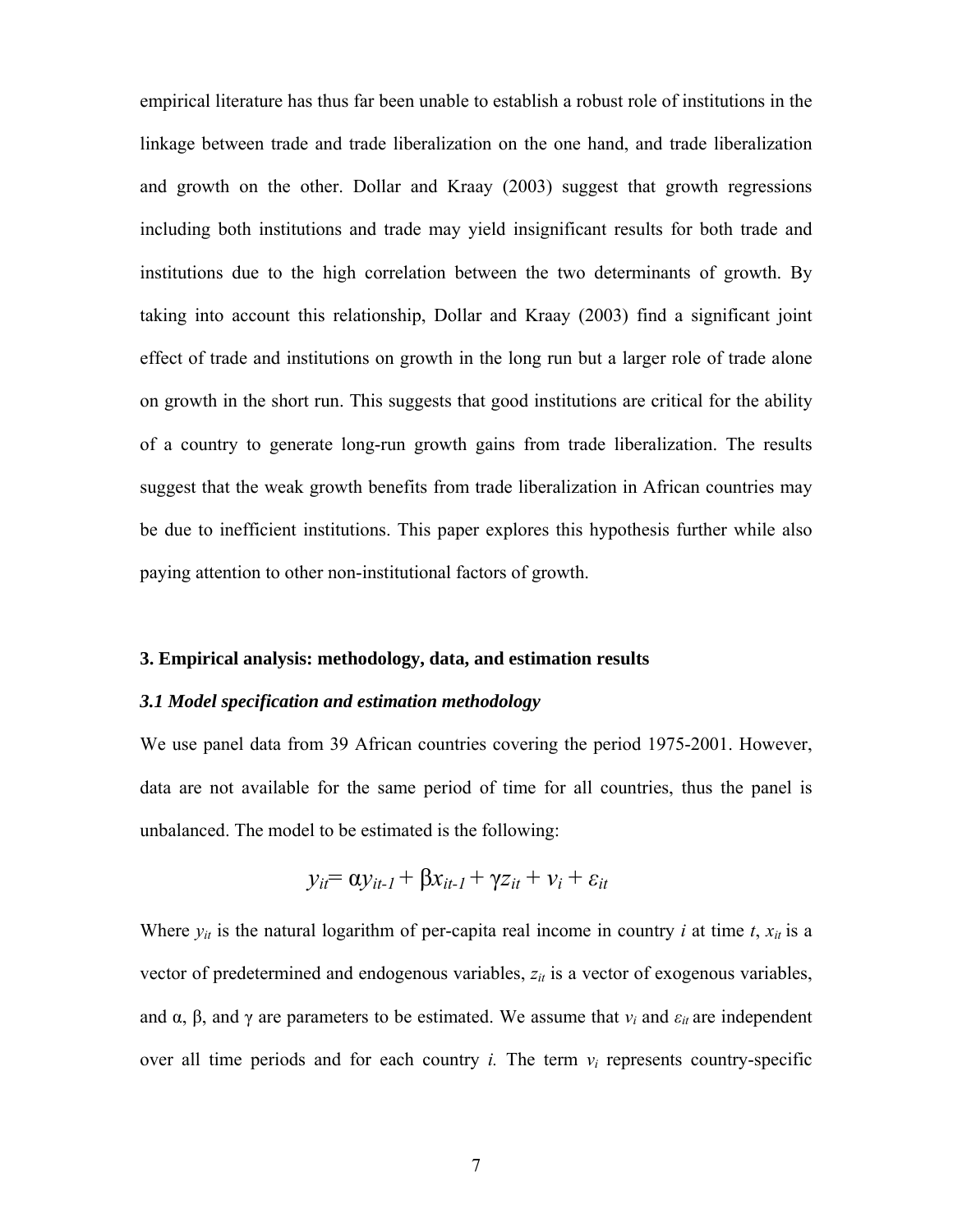empirical literature has thus far been unable to establish a robust role of institutions in the linkage between trade and trade liberalization on the one hand, and trade liberalization and growth on the other. Dollar and Kraay (2003) suggest that growth regressions including both institutions and trade may yield insignificant results for both trade and institutions due to the high correlation between the two determinants of growth. By taking into account this relationship, Dollar and Kraay (2003) find a significant joint effect of trade and institutions on growth in the long run but a larger role of trade alone on growth in the short run. This suggests that good institutions are critical for the ability of a country to generate long-run growth gains from trade liberalization. The results suggest that the weak growth benefits from trade liberalization in African countries may be due to inefficient institutions. This paper explores this hypothesis further while also paying attention to other non-institutional factors of growth.

## 3. Empirical analysis: methodology, data, and estimation results

### *3.1 Model specification and estimation methodology*

We use panel data from 39 African countries covering the period 1975-2001. However, data are not available for the same period of time for all countries, thus the panel is unbalanced. The model to be estimated is the following:

$$y_{it} = \alpha y_{it-1} + \beta x_{it-1} + \gamma z_{it} + v_i + \varepsilon_{it}$$

Where $y_{it}$ is the natural logarithm of per-capita real income in country $i$ at time $t$, $x_{it}$ is a vector of predetermined and endogenous variables, $z_{it}$ is a vector of exogenous variables, and $\alpha$, $\beta$, and $\gamma$ are parameters to be estimated. We assume that $v_i$ and $\varepsilon_{it}$ are independent over all time periods and for each country $i$. The term $v_i$ represents country-specific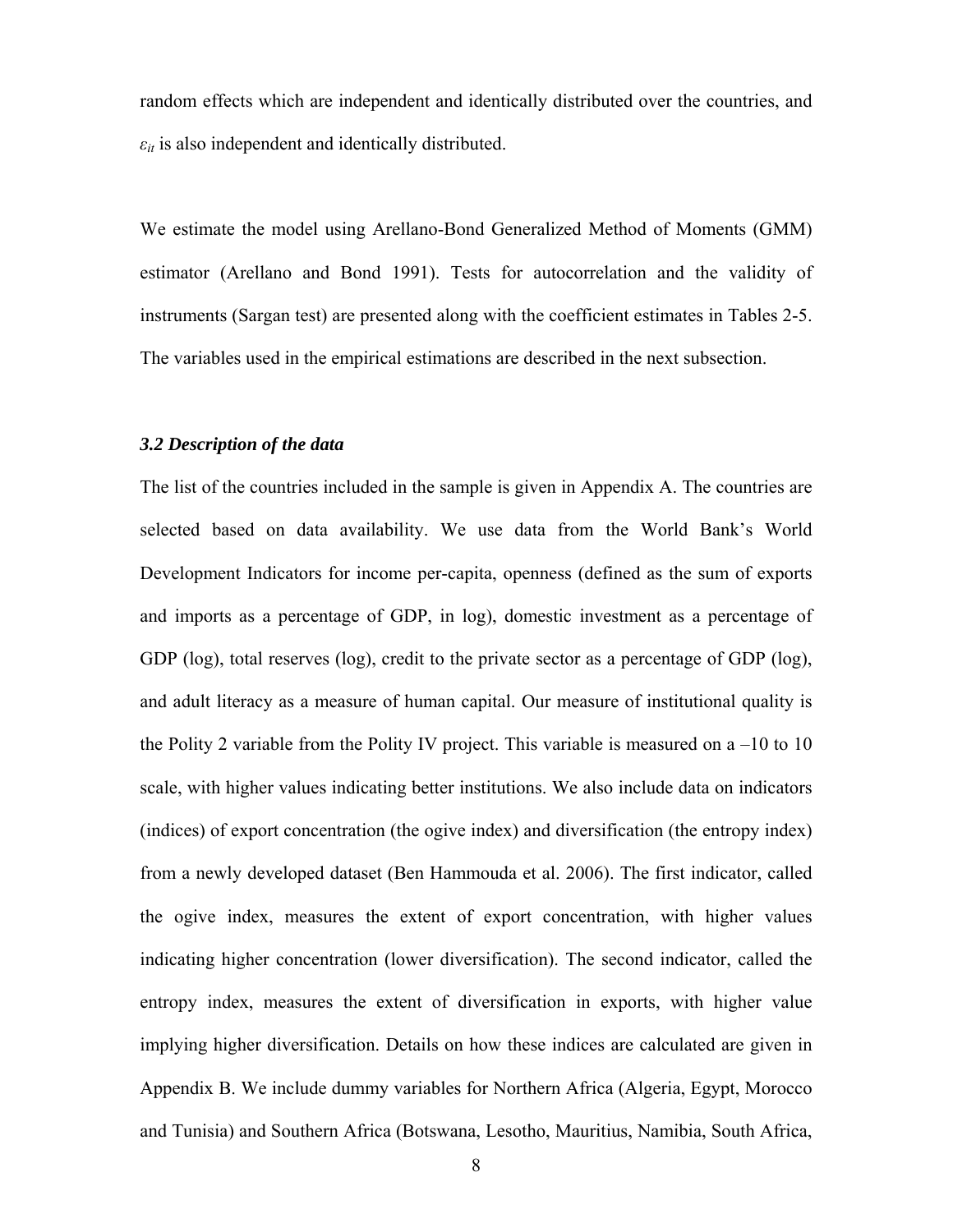random effects which are independent and identically distributed over the countries, and $\varepsilon_{it}$ is also independent and identically distributed.

We estimate the model using Arellano-Bond Generalized Method of Moments (GMM) estimator (Arellano and Bond 1991). Tests for autocorrelation and the validity of instruments (Sargan test) are presented along with the coefficient estimates in Tables 2-5. The variables used in the empirical estimations are described in the next subsection.

### *3.2 Description of the data*

The list of the countries included in the sample is given in Appendix A. The countries are selected based on data availability. We use data from the World Bank's World Development Indicators for income per-capita, openness (defined as the sum of exports and imports as a percentage of GDP, in log), domestic investment as a percentage of GDP (log), total reserves (log), credit to the private sector as a percentage of GDP (log), and adult literacy as a measure of human capital. Our measure of institutional quality is the Polity 2 variable from the Polity IV project. This variable is measured on a –10 to 10 scale, with higher values indicating better institutions. We also include data on indicators (indices) of export concentration (the ogive index) and diversification (the entropy index) from a newly developed dataset (Ben Hammouda et al. 2006). The first indicator, called the ogive index, measures the extent of export concentration, with higher values indicating higher concentration (lower diversification). The second indicator, called the entropy index, measures the extent of diversification in exports, with higher value implying higher diversification. Details on how these indices are calculated are given in Appendix B. We include dummy variables for Northern Africa (Algeria, Egypt, Morocco and Tunisia) and Southern Africa (Botswana, Lesotho, Mauritius, Namibia, South Africa,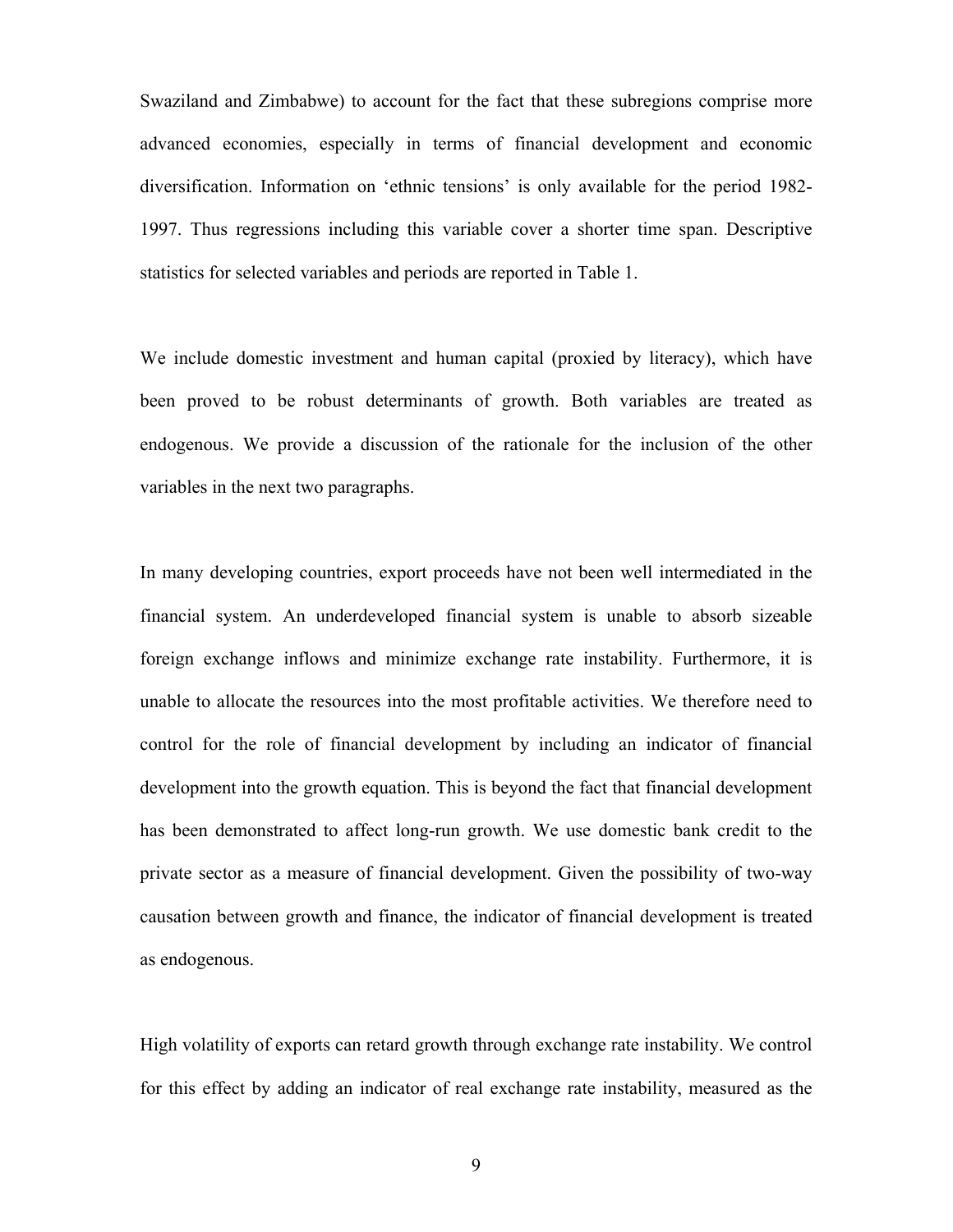Swaziland and Zimbabwe) to account for the fact that these subregions comprise more advanced economies, especially in terms of financial development and economic diversification. Information on 'ethnic tensions' is only available for the period 1982-1997. Thus regressions including this variable cover a shorter time span. Descriptive statistics for selected variables and periods are reported in Table 1.

We include domestic investment and human capital (proxied by literacy), which have been proved to be robust determinants of growth. Both variables are treated as endogenous. We provide a discussion of the rationale for the inclusion of the other variables in the next two paragraphs.

In many developing countries, export proceeds have not been well intermediated in the financial system. An underdeveloped financial system is unable to absorb sizeable foreign exchange inflows and minimize exchange rate instability. Furthermore, it is unable to allocate the resources into the most profitable activities. We therefore need to control for the role of financial development by including an indicator of financial development into the growth equation. This is beyond the fact that financial development has been demonstrated to affect long-run growth. We use domestic bank credit to the private sector as a measure of financial development. Given the possibility of two-way causation between growth and finance, the indicator of financial development is treated as endogenous.

High volatility of exports can retard growth through exchange rate instability. We control for this effect by adding an indicator of real exchange rate instability, measured as the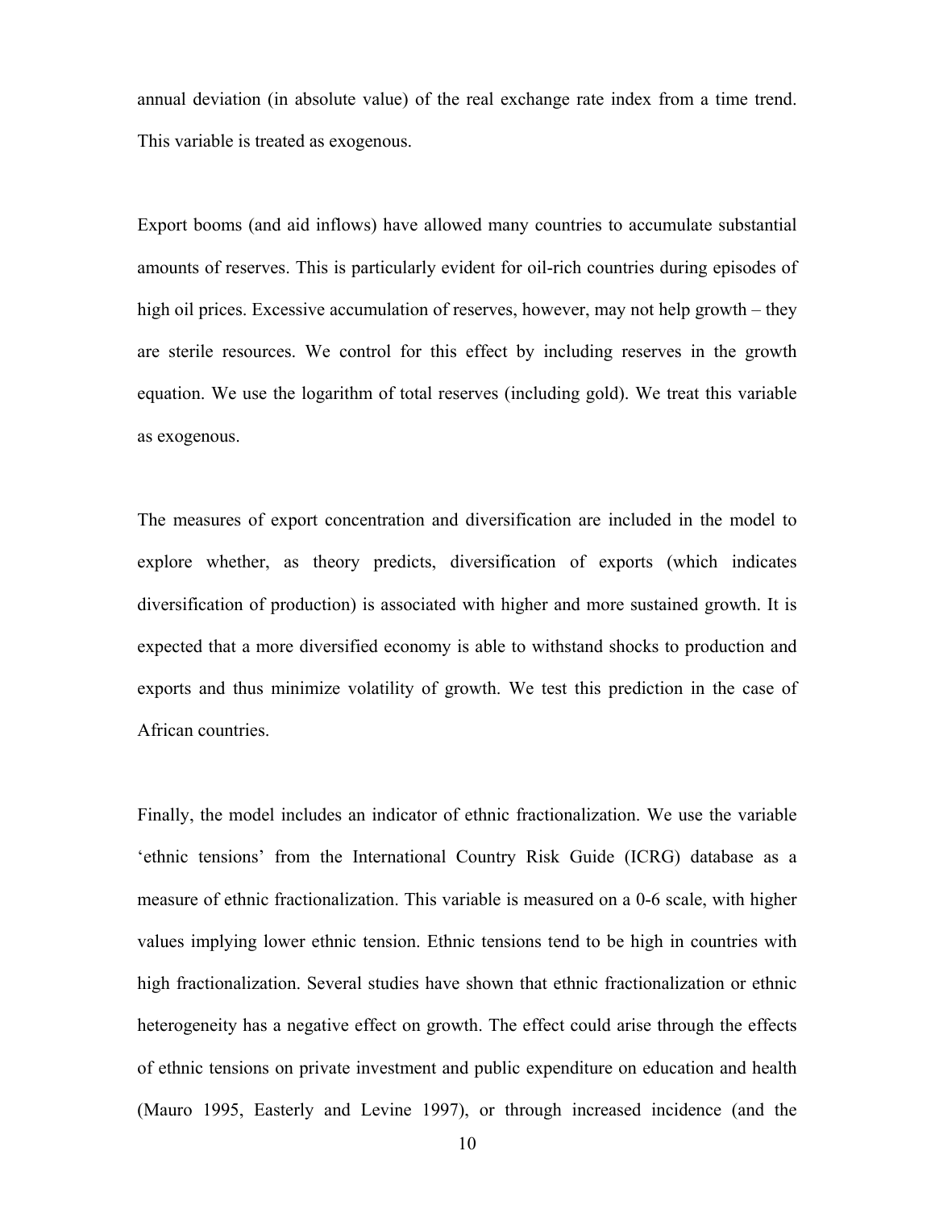annual deviation (in absolute value) of the real exchange rate index from a time trend. This variable is treated as exogenous.

Export booms (and aid inflows) have allowed many countries to accumulate substantial amounts of reserves. This is particularly evident for oil-rich countries during episodes of high oil prices. Excessive accumulation of reserves, however, may not help growth – they are sterile resources. We control for this effect by including reserves in the growth equation. We use the logarithm of total reserves (including gold). We treat this variable as exogenous.

The measures of export concentration and diversification are included in the model to explore whether, as theory predicts, diversification of exports (which indicates diversification of production) is associated with higher and more sustained growth. It is expected that a more diversified economy is able to withstand shocks to production and exports and thus minimize volatility of growth. We test this prediction in the case of African countries.

Finally, the model includes an indicator of ethnic fractionalization. We use the variable 'ethnic tensions' from the International Country Risk Guide (ICRG) database as a measure of ethnic fractionalization. This variable is measured on a 0-6 scale, with higher values implying lower ethnic tension. Ethnic tensions tend to be high in countries with high fractionalization. Several studies have shown that ethnic fractionalization or ethnic heterogeneity has a negative effect on growth. The effect could arise through the effects of ethnic tensions on private investment and public expenditure on education and health (Mauro 1995, Easterly and Levine 1997), or through increased incidence (and the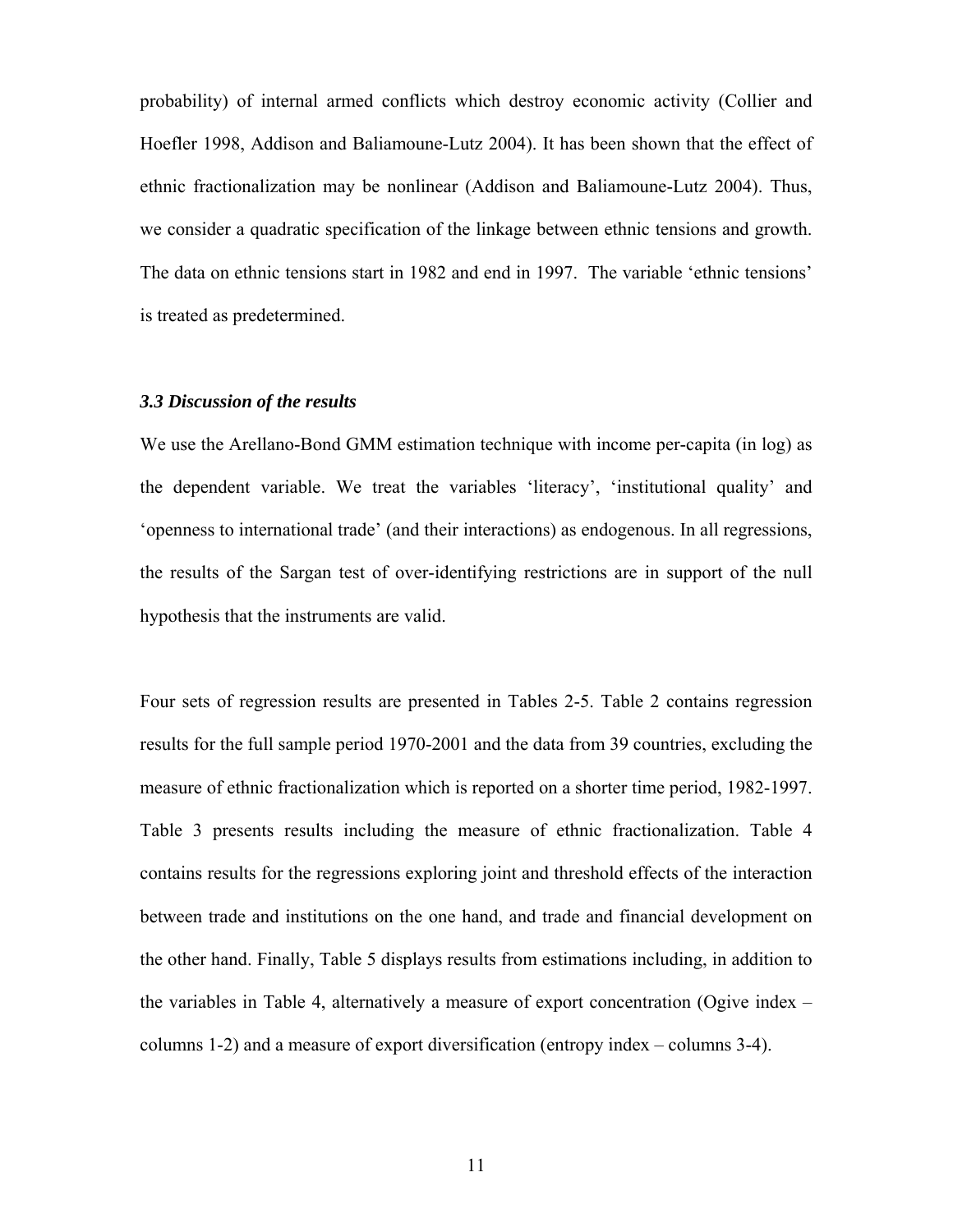probability) of internal armed conflicts which destroy economic activity (Collier and Hoefler 1998, Addison and Baliamoune-Lutz 2004). It has been shown that the effect of ethnic fractionalization may be nonlinear (Addison and Baliamoune-Lutz 2004). Thus, we consider a quadratic specification of the linkage between ethnic tensions and growth. The data on ethnic tensions start in 1982 and end in 1997. The variable 'ethnic tensions' is treated as predetermined.

### *3.3 Discussion of the results*

We use the Arellano-Bond GMM estimation technique with income per-capita (in log) as the dependent variable. We treat the variables 'literacy', 'institutional quality' and 'openness to international trade' (and their interactions) as endogenous. In all regressions, the results of the Sargan test of over-identifying restrictions are in support of the null hypothesis that the instruments are valid.

Four sets of regression results are presented in Tables 2-5. Table 2 contains regression results for the full sample period 1970-2001 and the data from 39 countries, excluding the measure of ethnic fractionalization which is reported on a shorter time period, 1982-1997. Table 3 presents results including the measure of ethnic fractionalization. Table 4 contains results for the regressions exploring joint and threshold effects of the interaction between trade and institutions on the one hand, and trade and financial development on the other hand. Finally, Table 5 displays results from estimations including, in addition to the variables in Table 4, alternatively a measure of export concentration (Ogive index – columns 1-2) and a measure of export diversification (entropy index – columns 3-4).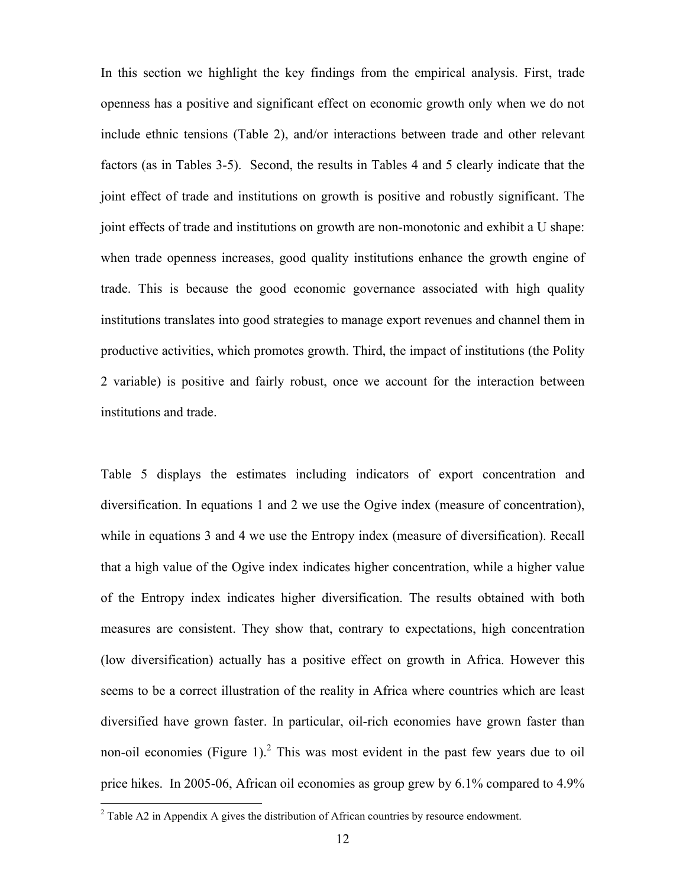In this section we highlight the key findings from the empirical analysis. First, trade openness has a positive and significant effect on economic growth only when we do not include ethnic tensions (Table 2), and/or interactions between trade and other relevant factors (as in Tables 3-5). Second, the results in Tables 4 and 5 clearly indicate that the joint effect of trade and institutions on growth is positive and robustly significant. The joint effects of trade and institutions on growth are non-monotonic and exhibit a U shape: when trade openness increases, good quality institutions enhance the growth engine of trade. This is because the good economic governance associated with high quality institutions translates into good strategies to manage export revenues and channel them in productive activities, which promotes growth. Third, the impact of institutions (the Polity 2 variable) is positive and fairly robust, once we account for the interaction between institutions and trade.

Table 5 displays the estimates including indicators of export concentration and diversification. In equations 1 and 2 we use the Ogive index (measure of concentration), while in equations 3 and 4 we use the Entropy index (measure of diversification). Recall that a high value of the Ogive index indicates higher concentration, while a higher value of the Entropy index indicates higher diversification. The results obtained with both measures are consistent. They show that, contrary to expectations, high concentration (low diversification) actually has a positive effect on growth in Africa. However this seems to be a correct illustration of the reality in Africa where countries which are least diversified have grown faster. In particular, oil-rich economies have grown faster than non-oil economies (Figure 1).[2] This was most evident in the past few years due to oil price hikes. In 2005-06, African oil economies as group grew by 6.1% compared to 4.9%

[2] Table A2 in Appendix A gives the distribution of African countries by resource endowment.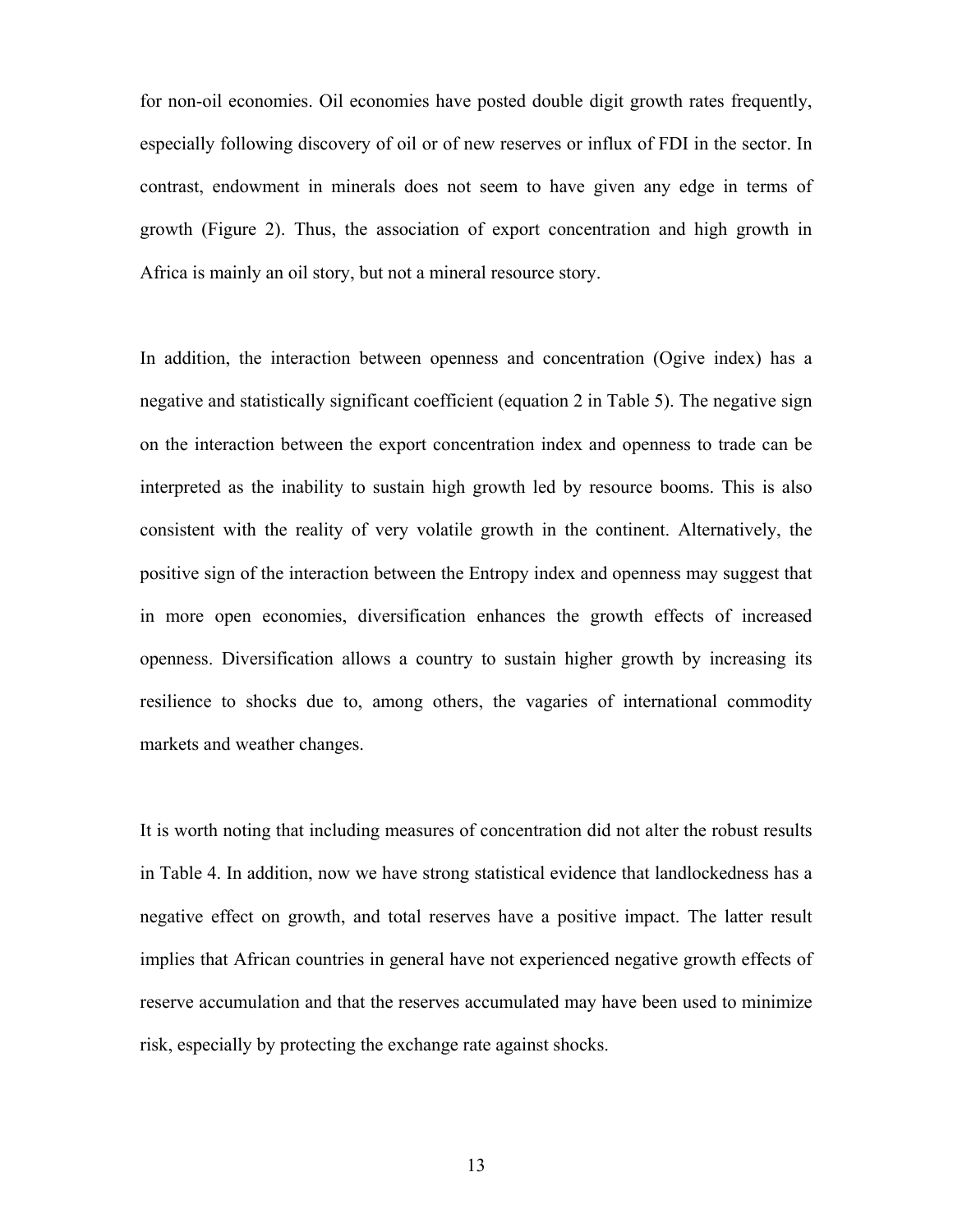for non-oil economies. Oil economies have posted double digit growth rates frequently, especially following discovery of oil or of new reserves or influx of FDI in the sector. In contrast, endowment in minerals does not seem to have given any edge in terms of growth (Figure 2). Thus, the association of export concentration and high growth in Africa is mainly an oil story, but not a mineral resource story.

In addition, the interaction between openness and concentration (Ogive index) has a negative and statistically significant coefficient (equation 2 in Table 5). The negative sign on the interaction between the export concentration index and openness to trade can be interpreted as the inability to sustain high growth led by resource booms. This is also consistent with the reality of very volatile growth in the continent. Alternatively, the positive sign of the interaction between the Entropy index and openness may suggest that in more open economies, diversification enhances the growth effects of increased openness. Diversification allows a country to sustain higher growth by increasing its resilience to shocks due to, among others, the vagaries of international commodity markets and weather changes.

It is worth noting that including measures of concentration did not alter the robust results in Table 4. In addition, now we have strong statistical evidence that landlockedness has a negative effect on growth, and total reserves have a positive impact. The latter result implies that African countries in general have not experienced negative growth effects of reserve accumulation and that the reserves accumulated may have been used to minimize risk, especially by protecting the exchange rate against shocks.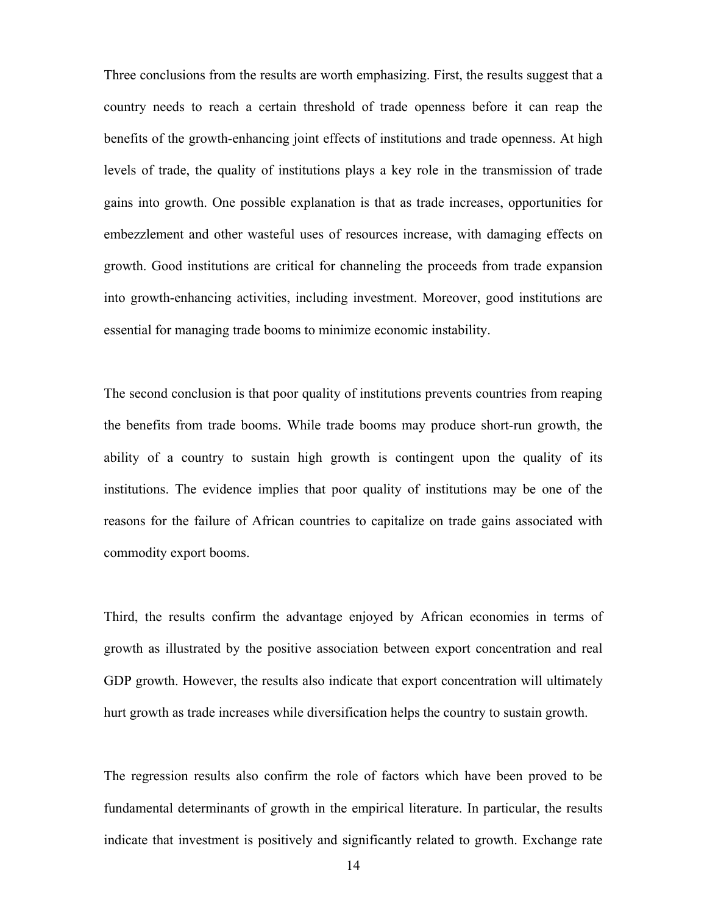Three conclusions from the results are worth emphasizing. First, the results suggest that a country needs to reach a certain threshold of trade openness before it can reap the benefits of the growth-enhancing joint effects of institutions and trade openness. At high levels of trade, the quality of institutions plays a key role in the transmission of trade gains into growth. One possible explanation is that as trade increases, opportunities for embezzlement and other wasteful uses of resources increase, with damaging effects on growth. Good institutions are critical for channeling the proceeds from trade expansion into growth-enhancing activities, including investment. Moreover, good institutions are essential for managing trade booms to minimize economic instability.

The second conclusion is that poor quality of institutions prevents countries from reaping the benefits from trade booms. While trade booms may produce short-run growth, the ability of a country to sustain high growth is contingent upon the quality of its institutions. The evidence implies that poor quality of institutions may be one of the reasons for the failure of African countries to capitalize on trade gains associated with commodity export booms.

Third, the results confirm the advantage enjoyed by African economies in terms of growth as illustrated by the positive association between export concentration and real GDP growth. However, the results also indicate that export concentration will ultimately hurt growth as trade increases while diversification helps the country to sustain growth.

The regression results also confirm the role of factors which have been proved to be fundamental determinants of growth in the empirical literature. In particular, the results indicate that investment is positively and significantly related to growth. Exchange rate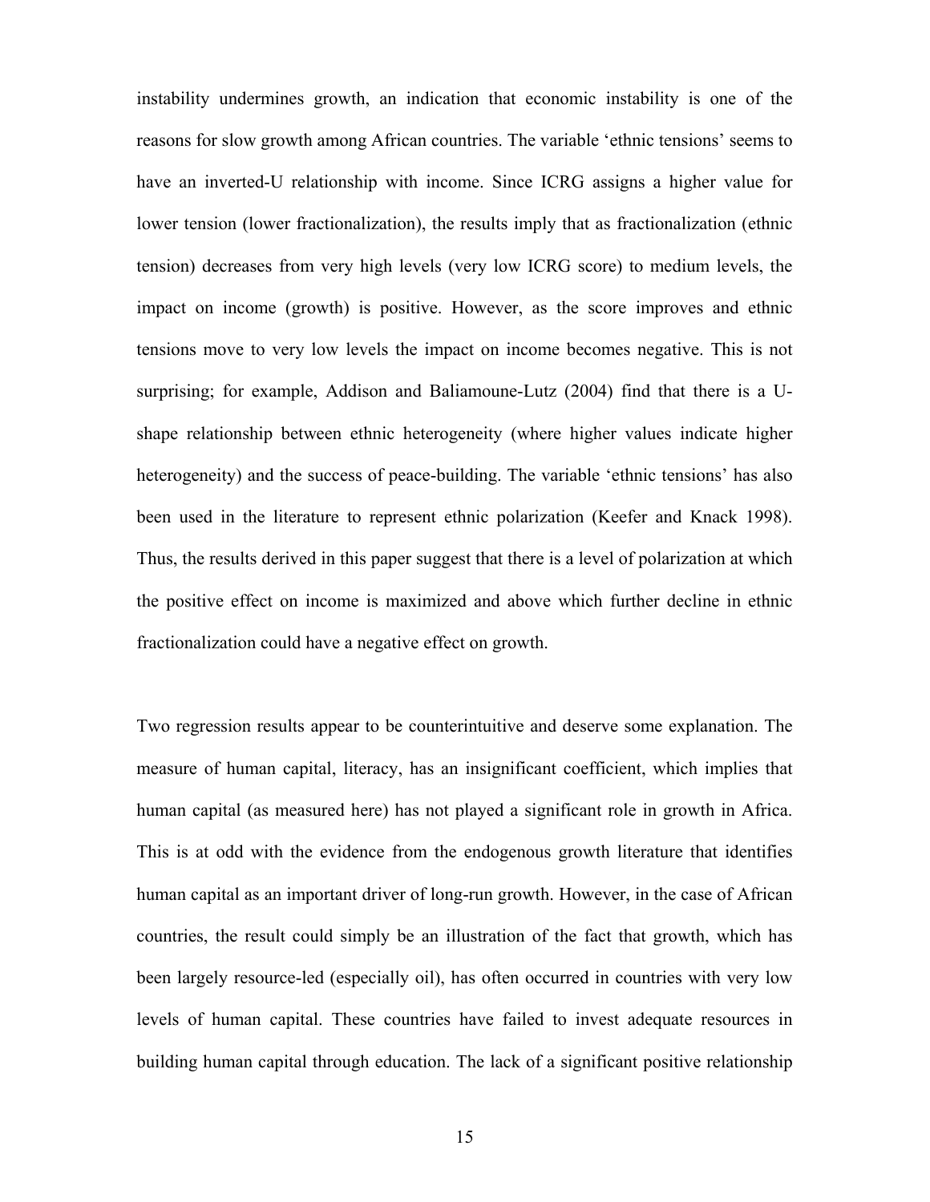instability undermines growth, an indication that economic instability is one of the reasons for slow growth among African countries. The variable 'ethnic tensions' seems to have an inverted-U relationship with income. Since ICRG assigns a higher value for lower tension (lower fractionalization), the results imply that as fractionalization (ethnic tension) decreases from very high levels (very low ICRG score) to medium levels, the impact on income (growth) is positive. However, as the score improves and ethnic tensions move to very low levels the impact on income becomes negative. This is not surprising; for example, Addison and Baliamoune-Lutz (2004) find that there is a U-shape relationship between ethnic heterogeneity (where higher values indicate higher heterogeneity) and the success of peace-building. The variable 'ethnic tensions' has also been used in the literature to represent ethnic polarization (Keefer and Knack 1998). Thus, the results derived in this paper suggest that there is a level of polarization at which the positive effect on income is maximized and above which further decline in ethnic fractionalization could have a negative effect on growth.

Two regression results appear to be counterintuitive and deserve some explanation. The measure of human capital, literacy, has an insignificant coefficient, which implies that human capital (as measured here) has not played a significant role in growth in Africa. This is at odd with the evidence from the endogenous growth literature that identifies human capital as an important driver of long-run growth. However, in the case of African countries, the result could simply be an illustration of the fact that growth, which has been largely resource-led (especially oil), has often occurred in countries with very low levels of human capital. These countries have failed to invest adequate resources in building human capital through education. The lack of a significant positive relationship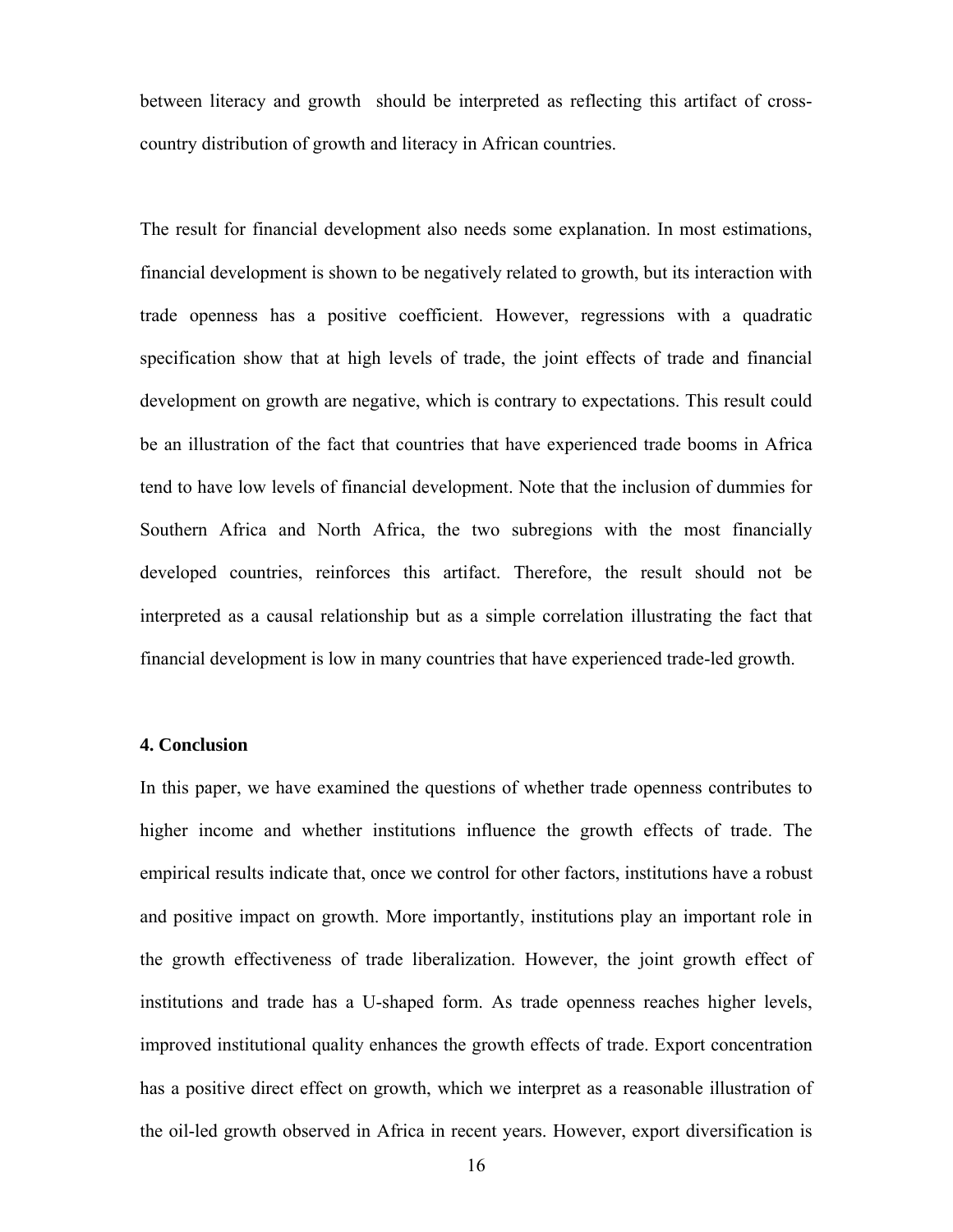between literacy and growth should be interpreted as reflecting this artifact of cross-country distribution of growth and literacy in African countries.

The result for financial development also needs some explanation. In most estimations, financial development is shown to be negatively related to growth, but its interaction with trade openness has a positive coefficient. However, regressions with a quadratic specification show that at high levels of trade, the joint effects of trade and financial development on growth are negative, which is contrary to expectations. This result could be an illustration of the fact that countries that have experienced trade booms in Africa tend to have low levels of financial development. Note that the inclusion of dummies for Southern Africa and North Africa, the two subregions with the most financially developed countries, reinforces this artifact. Therefore, the result should not be interpreted as a causal relationship but as a simple correlation illustrating the fact that financial development is low in many countries that have experienced trade-led growth.

## 4. Conclusion

In this paper, we have examined the questions of whether trade openness contributes to higher income and whether institutions influence the growth effects of trade. The empirical results indicate that, once we control for other factors, institutions have a robust and positive impact on growth. More importantly, institutions play an important role in the growth effectiveness of trade liberalization. However, the joint growth effect of institutions and trade has a U-shaped form. As trade openness reaches higher levels, improved institutional quality enhances the growth effects of trade. Export concentration has a positive direct effect on growth, which we interpret as a reasonable illustration of the oil-led growth observed in Africa in recent years. However, export diversification is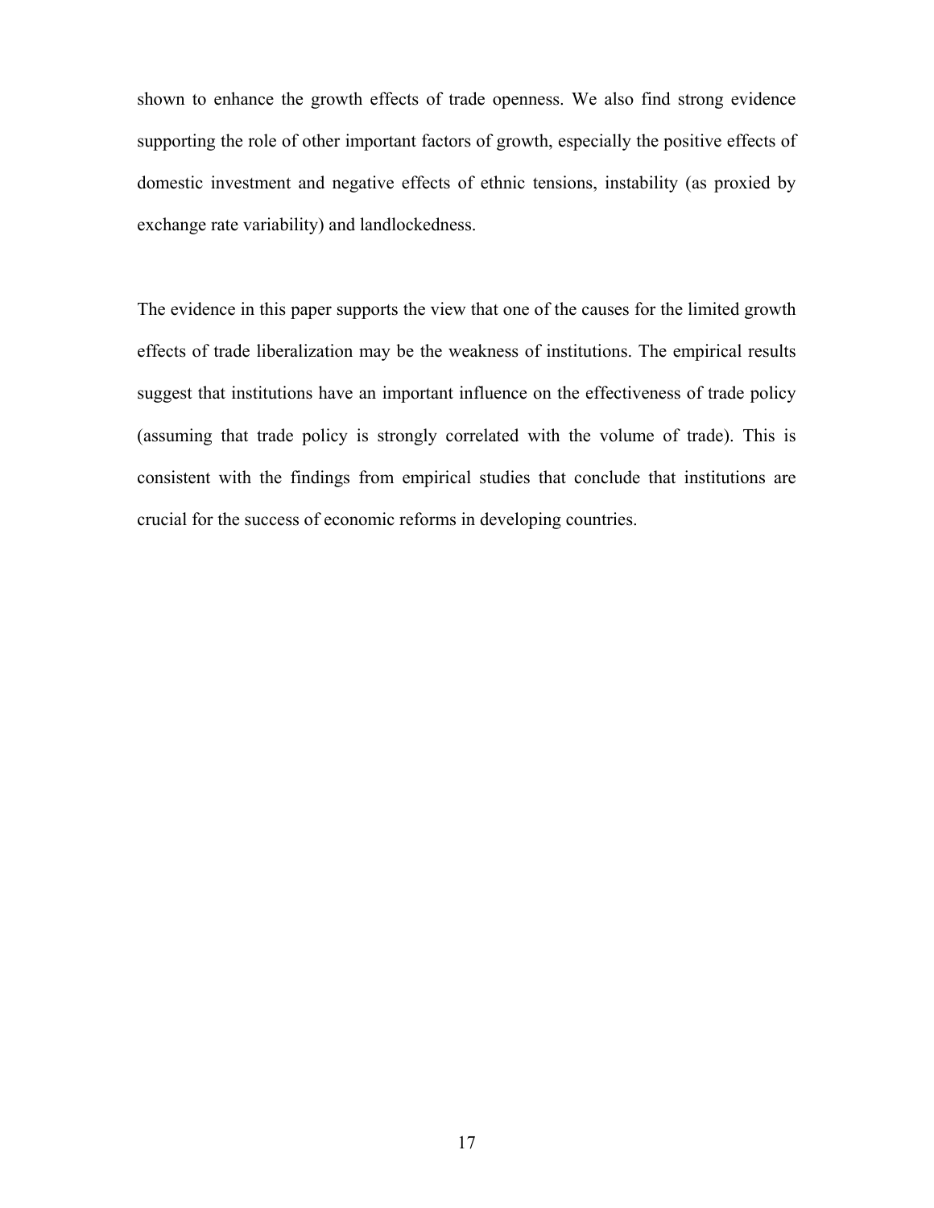shown to enhance the growth effects of trade openness. We also find strong evidence supporting the role of other important factors of growth, especially the positive effects of domestic investment and negative effects of ethnic tensions, instability (as proxied by exchange rate variability) and landlockedness.

The evidence in this paper supports the view that one of the causes for the limited growth effects of trade liberalization may be the weakness of institutions. The empirical results suggest that institutions have an important influence on the effectiveness of trade policy (assuming that trade policy is strongly correlated with the volume of trade). This is consistent with the findings from empirical studies that conclude that institutions are crucial for the success of economic reforms in developing countries.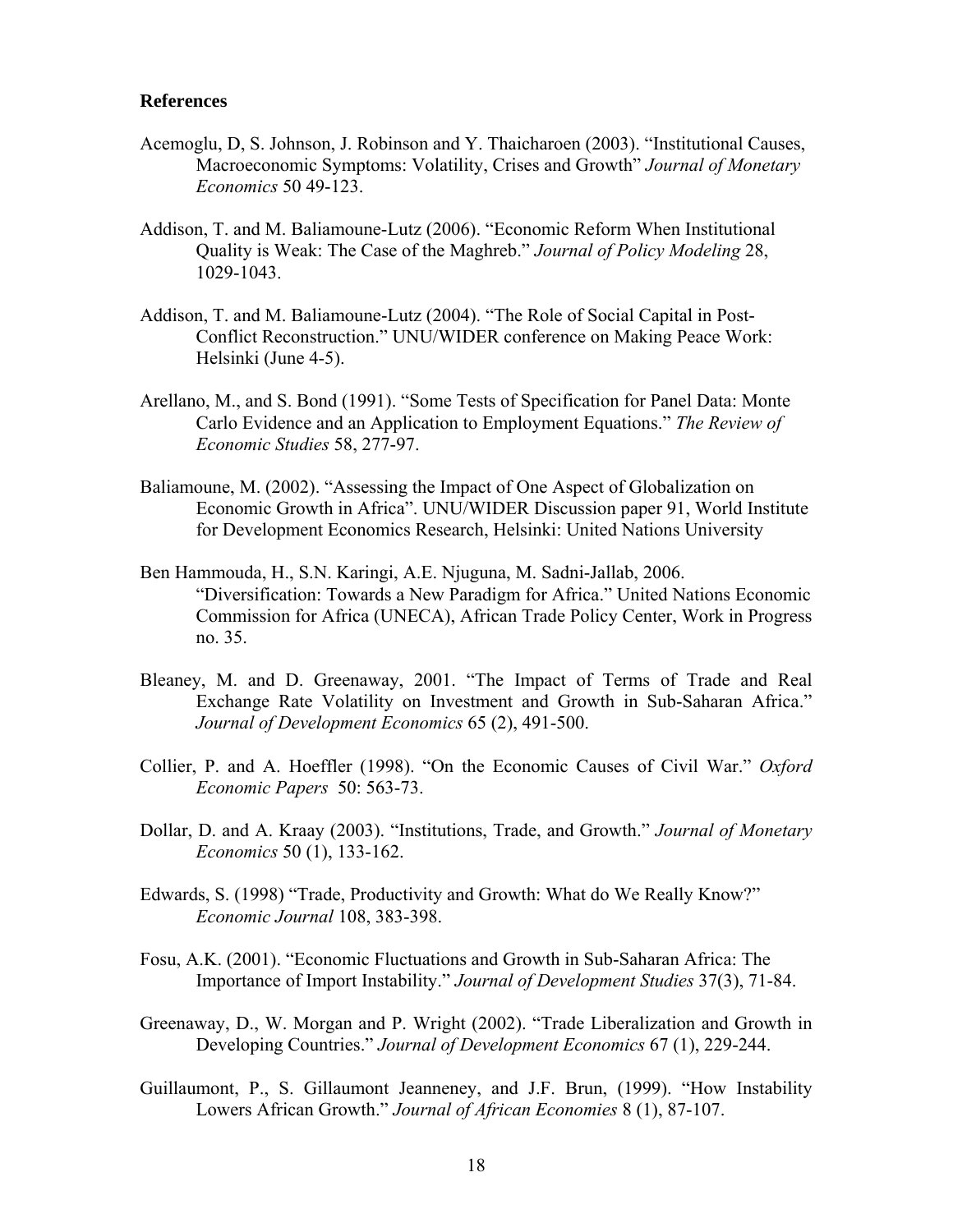## References

Acemoglu, D, S. Johnson, J. Robinson and Y. Thaicharoen (2003). "Institutional Causes, Macroeconomic Symptoms: Volatility, Crises and Growth" *Journal of Monetary Economics* 50 49-123.

Addison, T. and M. Baliamoune-Lutz (2006). "Economic Reform When Institutional Quality is Weak: The Case of the Maghreb." *Journal of Policy Modeling* 28, 1029-1043.

Addison, T. and M. Baliamoune-Lutz (2004). "The Role of Social Capital in Post-Conflict Reconstruction." UNU/WIDER conference on Making Peace Work: Helsinki (June 4-5).

Arellano, M., and S. Bond (1991). "Some Tests of Specification for Panel Data: Monte Carlo Evidence and an Application to Employment Equations." *The Review of Economic Studies* 58, 277-97.

Baliamoune, M. (2002). "Assessing the Impact of One Aspect of Globalization on Economic Growth in Africa". UNU/WIDER Discussion paper 91, World Institute for Development Economics Research, Helsinki: United Nations University

Ben Hammouda, H., S.N. Karingi, A.E. Njuguna, M. Sadni-Jallab, 2006. "Diversification: Towards a New Paradigm for Africa." United Nations Economic Commission for Africa (UNECA), African Trade Policy Center, Work in Progress no. 35.

Bleaney, M. and D. Greenaway, 2001. "The Impact of Terms of Trade and Real Exchange Rate Volatility on Investment and Growth in Sub-Saharan Africa." *Journal of Development Economics* 65 (2), 491-500.

Collier, P. and A. Hoeffler (1998). "On the Economic Causes of Civil War." *Oxford Economic Papers* 50: 563-73.

Dollar, D. and A. Kraay (2003). "Institutions, Trade, and Growth." *Journal of Monetary Economics* 50 (1), 133-162.

Edwards, S. (1998) "Trade, Productivity and Growth: What do We Really Know?" *Economic Journal* 108, 383-398.

Fosu, A.K. (2001). "Economic Fluctuations and Growth in Sub-Saharan Africa: The Importance of Import Instability." *Journal of Development Studies* 37(3), 71-84.

Greenaway, D., W. Morgan and P. Wright (2002). "Trade Liberalization and Growth in Developing Countries." *Journal of Development Economics* 67 (1), 229-244.

Guillaumont, P., S. Gillaumont Jeanneney, and J.F. Brun, (1999). "How Instability Lowers African Growth." *Journal of African Economies* 8 (1), 87-107.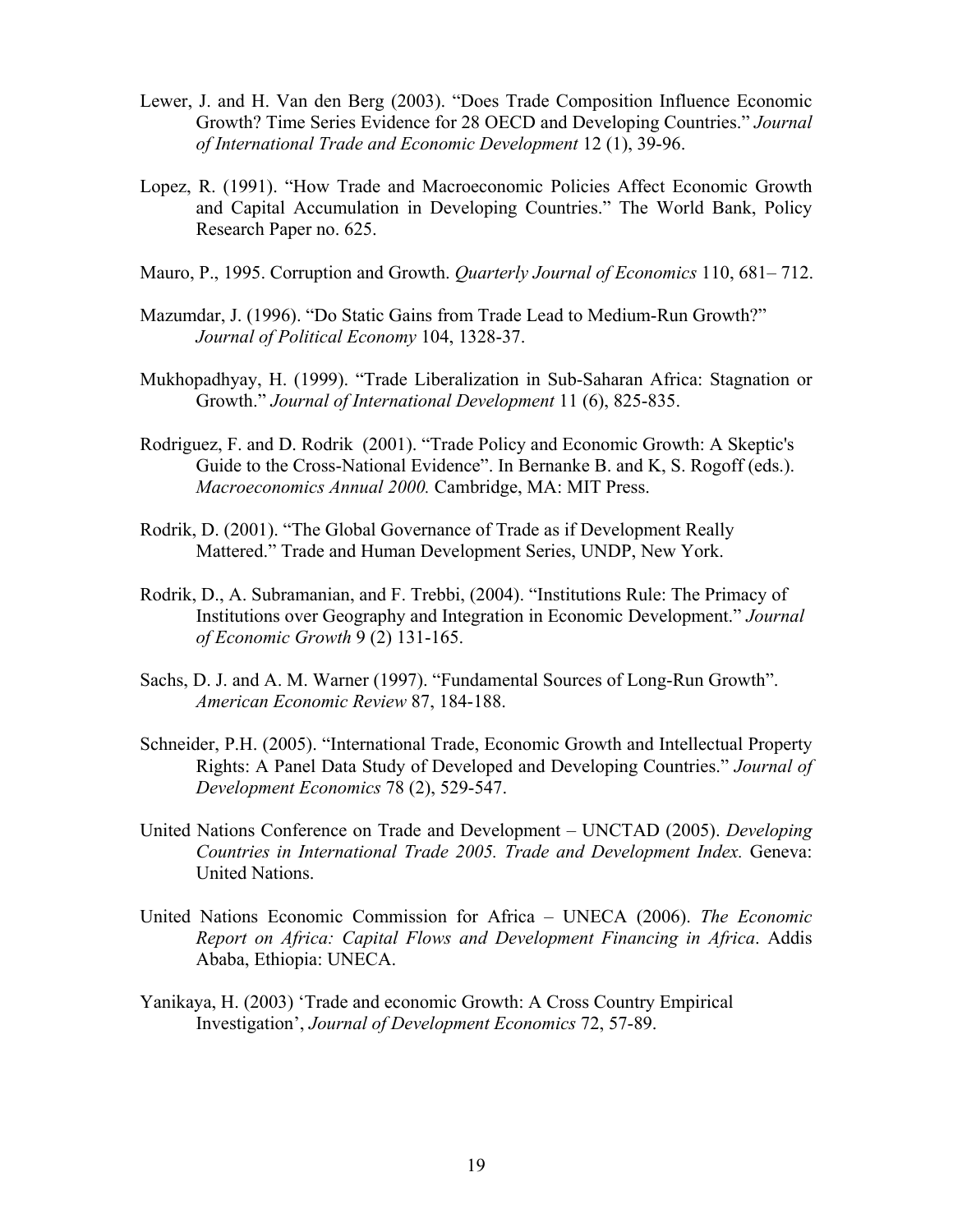Lewer, J. and H. Van den Berg (2003). "Does Trade Composition Influence Economic Growth? Time Series Evidence for 28 OECD and Developing Countries." *Journal of International Trade and Economic Development* 12 (1), 39-96.

Lopez, R. (1991). "How Trade and Macroeconomic Policies Affect Economic Growth and Capital Accumulation in Developing Countries." The World Bank, Policy Research Paper no. 625.

Mauro, P., 1995. Corruption and Growth. *Quarterly Journal of Economics* 110, 681– 712.

Mazumdar, J. (1996). "Do Static Gains from Trade Lead to Medium-Run Growth?" *Journal of Political Economy* 104, 1328-37.

Mukhopadhyay, H. (1999). "Trade Liberalization in Sub-Saharan Africa: Stagnation or Growth." *Journal of International Development* 11 (6), 825-835.

Rodriguez, F. and D. Rodrik (2001). "Trade Policy and Economic Growth: A Skeptic's Guide to the Cross-National Evidence". In Bernanke B. and K, S. Rogoff (eds.). *Macroeconomics Annual 2000.* Cambridge, MA: MIT Press.

Rodrik, D. (2001). "The Global Governance of Trade as if Development Really Mattered." Trade and Human Development Series, UNDP, New York.

Rodrik, D., A. Subramanian, and F. Trebbi, (2004). "Institutions Rule: The Primacy of Institutions over Geography and Integration in Economic Development." *Journal of Economic Growth* 9 (2) 131-165.

Sachs, D. J. and A. M. Warner (1997). "Fundamental Sources of Long-Run Growth". *American Economic Review* 87, 184-188.

Schneider, P.H. (2005). "International Trade, Economic Growth and Intellectual Property Rights: A Panel Data Study of Developed and Developing Countries." *Journal of Development Economics* 78 (2), 529-547.

United Nations Conference on Trade and Development – UNCTAD (2005). *Developing Countries in International Trade 2005. Trade and Development Index.* Geneva: United Nations.

United Nations Economic Commission for Africa – UNECA (2006). *The Economic Report on Africa: Capital Flows and Development Financing in Africa*. Addis Ababa, Ethiopia: UNECA.

Yanikaya, H. (2003) 'Trade and economic Growth: A Cross Country Empirical Investigation', *Journal of Development Economics* 72, 57-89.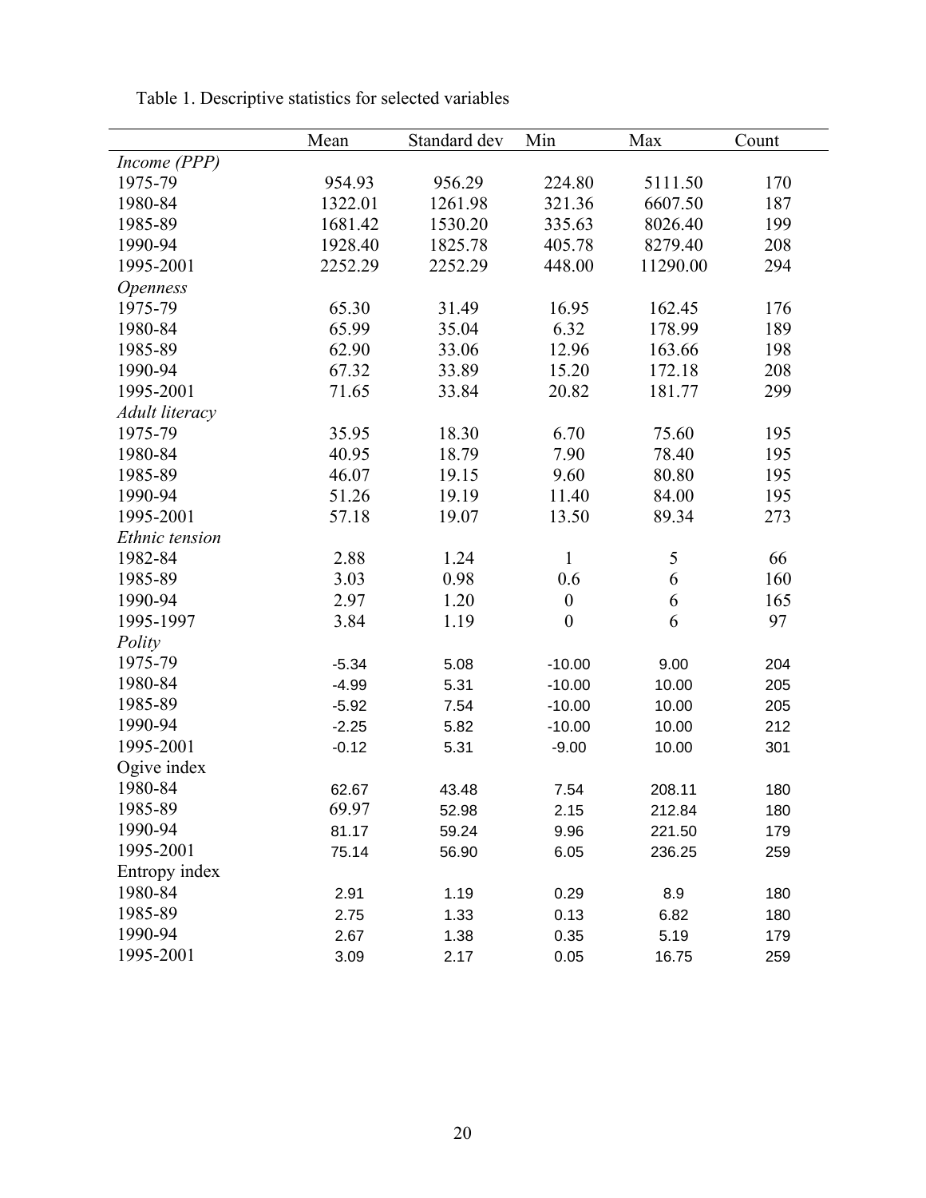Table 1. Descriptive statistics for selected variables

| | Mean | Standard dev | Min | Max | Count |
|---|---|---|---|---|---|
| *Income (PPP)* | | | | | |
| 1975-79 | 954.93 | 956.29 | 224.80 | 5111.50 | 170 |
| 1980-84 | 1322.01 | 1261.98 | 321.36 | 6607.50 | 187 |
| 1985-89 | 1681.42 | 1530.20 | 335.63 | 8026.40 | 199 |
| 1990-94 | 1928.40 | 1825.78 | 405.78 | 8279.40 | 208 |
| 1995-2001 | 2252.29 | 2252.29 | 448.00 | 11290.00 | 294 |
| *Openness* | | | | | |
| 1975-79 | 65.30 | 31.49 | 16.95 | 162.45 | 176 |
| 1980-84 | 65.99 | 35.04 | 6.32 | 178.99 | 189 |
| 1985-89 | 62.90 | 33.06 | 12.96 | 163.66 | 198 |
| 1990-94 | 67.32 | 33.89 | 15.20 | 172.18 | 208 |
| 1995-2001 | 71.65 | 33.84 | 20.82 | 181.77 | 299 |
| *Adult literacy* | | | | | |
| 1975-79 | 35.95 | 18.30 | 6.70 | 75.60 | 195 |
| 1980-84 | 40.95 | 18.79 | 7.90 | 78.40 | 195 |
| 1985-89 | 46.07 | 19.15 | 9.60 | 80.80 | 195 |
| 1990-94 | 51.26 | 19.19 | 11.40 | 84.00 | 195 |
| 1995-2001 | 57.18 | 19.07 | 13.50 | 89.34 | 273 |
| *Ethnic tension* | | | | | |
| 1982-84 | 2.88 | 1.24 | 1 | 5 | 66 |
| 1985-89 | 3.03 | 0.98 | 0.6 | 6 | 160 |
| 1990-94 | 2.97 | 1.20 | 0 | 6 | 165 |
| 1995-1997 | 3.84 | 1.19 | 0 | 6 | 97 |
| *Polity* | | | | | |
| 1975-79 | -5.34 | 5.08 | -10.00 | 9.00 | 204 |
| 1980-84 | -4.99 | 5.31 | -10.00 | 10.00 | 205 |
| 1985-89 | -5.92 | 7.54 | -10.00 | 10.00 | 205 |
| 1990-94 | -2.25 | 5.82 | -10.00 | 10.00 | 212 |
| 1995-2001 | -0.12 | 5.31 | -9.00 | 10.00 | 301 |
| Ogive index | | | | | |
| 1980-84 | 62.67 | 43.48 | 7.54 | 208.11 | 180 |
| 1985-89 | 69.97 | 52.98 | 2.15 | 212.84 | 180 |
| 1990-94 | 81.17 | 59.24 | 9.96 | 221.50 | 179 |
| 1995-2001 | 75.14 | 56.90 | 6.05 | 236.25 | 259 |
| Entropy index | | | | | |
| 1980-84 | 2.91 | 1.19 | 0.29 | 8.9 | 180 |
| 1985-89 | 2.75 | 1.33 | 0.13 | 6.82 | 180 |
| 1990-94 | 2.67 | 1.38 | 0.35 | 5.19 | 179 |
| 1995-2001 | 3.09 | 2.17 | 0.05 | 16.75 | 259 |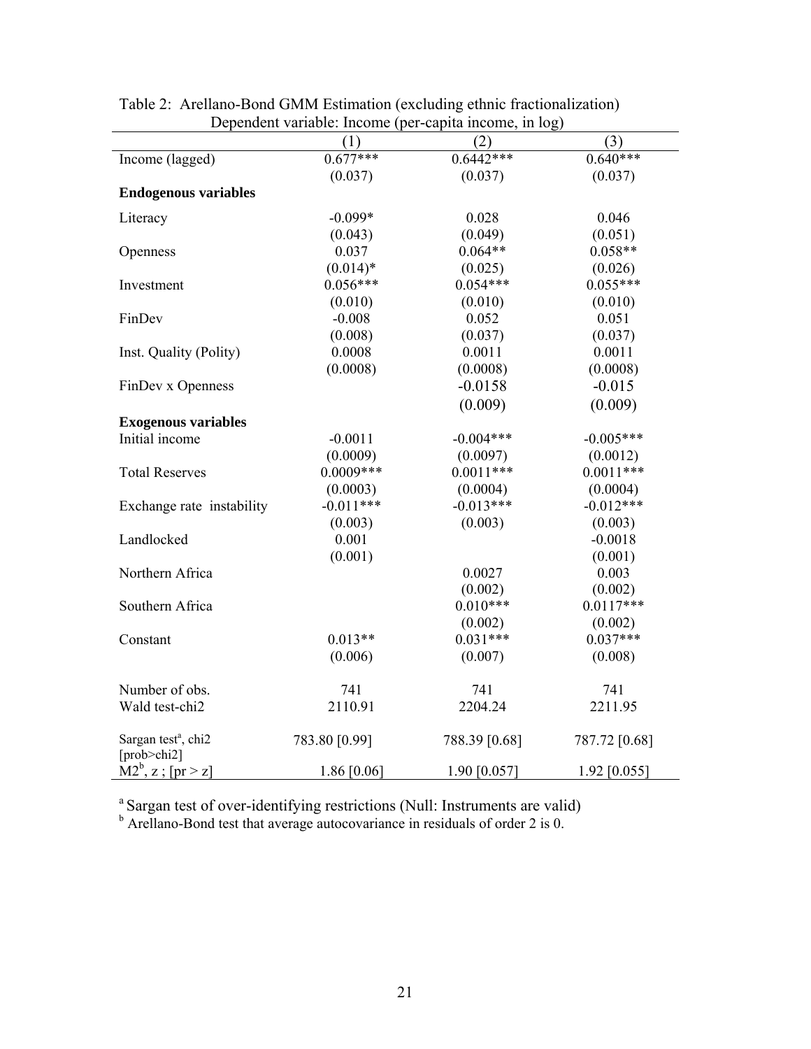Table 2: Arellano-Bond GMM Estimation (excluding ethnic fractionalization)
Dependent variable: Income (per-capita income, in log)

| | (1) | (2) | (3) |
|---|---|---|---|
| Income (lagged) | 0.677*** | 0.6442*** | 0.640*** |
| | (0.037) | (0.037) | (0.037) |
| **Endogenous variables** | | | |
| Literacy | -0.099* | 0.028 | 0.046 |
| | (0.043) | (0.049) | (0.051) |
| Openness | 0.037 | 0.064** | 0.058** |
| | (0.014)* | (0.025) | (0.026) |
| Investment | 0.056*** | 0.054*** | 0.055*** |
| | (0.010) | (0.010) | (0.010) |
| FinDev | -0.008 | 0.052 | 0.051 |
| | (0.008) | (0.037) | (0.037) |
| Inst. Quality (Polity) | 0.0008 | 0.0011 | 0.0011 |
| | (0.0008) | (0.0008) | (0.0008) |
| FinDev x Openness | | -0.0158 | -0.015 |
| | | (0.009) | (0.009) |
| **Exogenous variables** | | | |
| Initial income | -0.0011 | -0.004*** | -0.005*** |
| | (0.0009) | (0.0097) | (0.0012) |
| Total Reserves | 0.0009*** | 0.0011*** | 0.0011*** |
| | (0.0003) | (0.0004) | (0.0004) |
| Exchange rate instability | -0.011*** | -0.013*** | -0.012*** |
| | (0.003) | (0.003) | (0.003) |
| Landlocked | 0.001 | | -0.0018 |
| | (0.001) | | (0.001) |
| Northern Africa | | 0.0027 | 0.003 |
| | | (0.002) | (0.002) |
| Southern Africa | | 0.010*** | 0.0117*** |
| | | (0.002) | (0.002) |
| Constant | 0.013** | 0.031*** | 0.037*** |
| | (0.006) | (0.007) | (0.008) |
| Number of obs. | 741 | 741 | 741 |
| Wald test-chi2 | 2110.91 | 2204.24 | 2211.95 |
| Sargan test[a], chi2 [prob>chi2] | 783.80 [0.99] | 788.39 [0.68] | 787.72 [0.68] |
| M2[b], z ; [pr > z] | 1.86 [0.06] | 1.90 [0.057] | 1.92 [0.055] |

[a] Sargan test of over-identifying restrictions (Null: Instruments are valid)

[b] Arellano-Bond test that average autocovariance in residuals of order 2 is 0.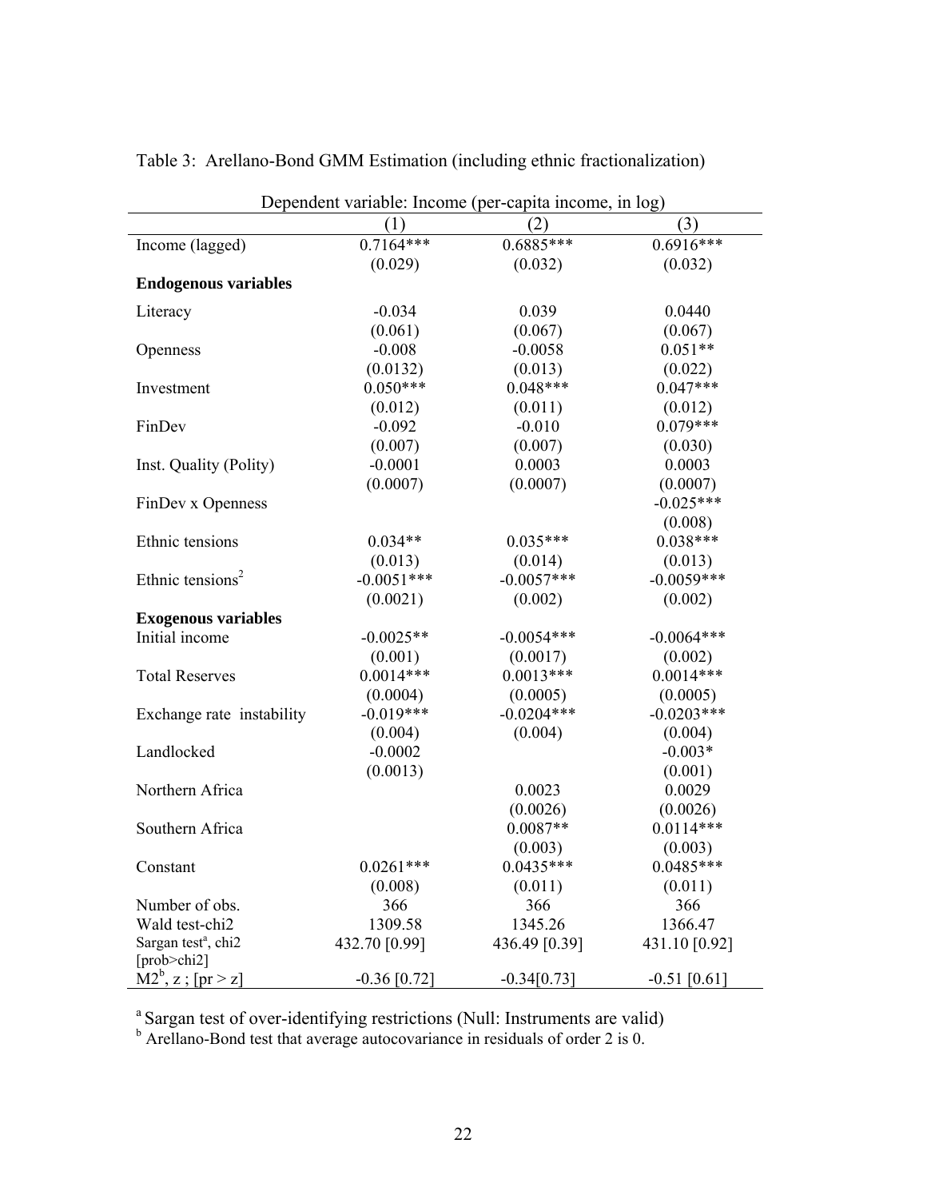Table 3: Arellano-Bond GMM Estimation (including ethnic fractionalization)

| Dependent variable: Income (per-capita income, in log) | | | |
|---|---|---|---|
| | (1) | (2) | (3) |
| Income (lagged) | 0.7164*** | 0.6885*** | 0.6916*** |
| | (0.029) | (0.032) | (0.032) |
| **Endogenous variables** | | | |
| Literacy | -0.034 | 0.039 | 0.0440 |
| | (0.061) | (0.067) | (0.067) |
| Openness | -0.008 | -0.0058 | 0.051** |
| | (0.0132) | (0.013) | (0.022) |
| Investment | 0.050*** | 0.048*** | 0.047*** |
| | (0.012) | (0.011) | (0.012) |
| FinDev | -0.092 | -0.010 | 0.079*** |
| | (0.007) | (0.007) | (0.030) |
| Inst. Quality (Polity) | -0.0001 | 0.0003 | 0.0003 |
| | (0.0007) | (0.0007) | (0.0007) |
| FinDev x Openness | | | -0.025*** |
| | | | (0.008) |
| Ethnic tensions | 0.034** | 0.035*** | 0.038*** |
| | (0.013) | (0.014) | (0.013) |
| Ethnic tensions$^2$ | -0.0051*** | -0.0057*** | -0.0059*** |
| | (0.0021) | (0.002) | (0.002) |
| **Exogenous variables** | | | |
| Initial income | -0.0025** | -0.0054*** | -0.0064*** |
| | (0.001) | (0.0017) | (0.002) |
| Total Reserves | 0.0014*** | 0.0013*** | 0.0014*** |
| | (0.0004) | (0.0005) | (0.0005) |
| Exchange rate instability | -0.019*** | -0.0204*** | -0.0203*** |
| | (0.004) | (0.004) | (0.004) |
| Landlocked | -0.0002 | | -0.003* |
| | (0.0013) | | (0.001) |
| Northern Africa | | 0.0023 | 0.0029 |
| | | (0.0026) | (0.0026) |
| Southern Africa | | 0.0087** | 0.0114*** |
| | | (0.003) | (0.003) |
| Constant | 0.0261*** | 0.0435*** | 0.0485*** |
| | (0.008) | (0.011) | (0.011) |
| Number of obs. | 366 | 366 | 366 |
| Wald test-chi2 | 1309.58 | 1345.26 | 1366.47 |
| Sargan test[a], chi2 [prob>chi2] | 432.70 [0.99] | 436.49 [0.39] | 431.10 [0.92] |
| M2[b], z ; [pr > z] | -0.36 [0.72] | -0.34[0.73] | -0.51 [0.61] |

[a] Sargan test of over-identifying restrictions (Null: Instruments are valid)
[b] Arellano-Bond test that average autocovariance in residuals of order 2 is 0.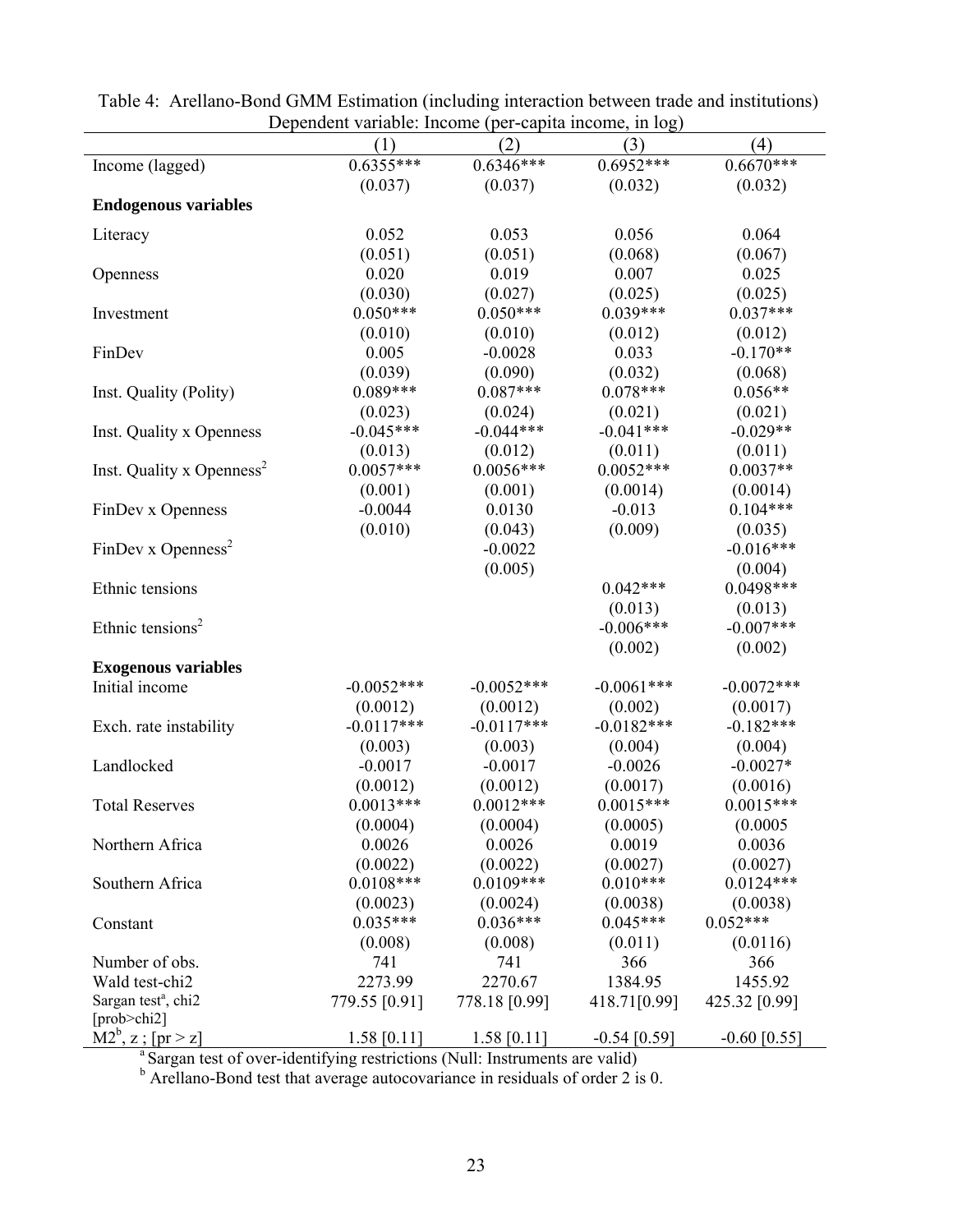Table 4: Arellano-Bond GMM Estimation (including interaction between trade and institutions)
Dependent variable: Income (per-capita income, in log)

| | (1) | (2) | (3) | (4) |
|---|---|---|---|---|
| Income (lagged) | 0.6355*** | 0.6346*** | 0.6952*** | 0.6670*** |
| | (0.037) | (0.037) | (0.032) | (0.032) |
| **Endogenous variables** | | | | |
| Literacy | 0.052 | 0.053 | 0.056 | 0.064 |
| | (0.051) | (0.051) | (0.068) | (0.067) |
| Openness | 0.020 | 0.019 | 0.007 | 0.025 |
| | (0.030) | (0.027) | (0.025) | (0.025) |
| Investment | 0.050*** | 0.050*** | 0.039*** | 0.037*** |
| | (0.010) | (0.010) | (0.012) | (0.012) |
| FinDev | 0.005 | -0.0028 | 0.033 | -0.170** |
| | (0.039) | (0.090) | (0.032) | (0.068) |
| Inst. Quality (Polity) | 0.089*** | 0.087*** | 0.078*** | 0.056** |
| | (0.023) | (0.024) | (0.021) | (0.021) |
| Inst. Quality x Openness | -0.045*** | -0.044*** | -0.041*** | -0.029** |
| | (0.013) | (0.012) | (0.011) | (0.011) |
| Inst. Quality x Openness$^2$ | 0.0057*** | 0.0056*** | 0.0052*** | 0.0037** |
| | (0.001) | (0.001) | (0.0014) | (0.0014) |
| FinDev x Openness | -0.0044 | 0.0130 | -0.013 | 0.104*** |
| | (0.010) | (0.043) | (0.009) | (0.035) |
| FinDev x Openness$^2$ | | -0.0022 | | -0.016*** |
| | | (0.005) | | (0.004) |
| Ethnic tensions | | | 0.042*** | 0.0498*** |
| | | | (0.013) | (0.013) |
| Ethnic tensions$^2$ | | | -0.006*** | -0.007*** |
| | | | (0.002) | (0.002) |
| **Exogenous variables** | | | | |
| Initial income | -0.0052*** | -0.0052*** | -0.0061*** | -0.0072*** |
| | (0.0012) | (0.0012) | (0.002) | (0.0017) |
| Exch. rate instability | -0.0117*** | -0.0117*** | -0.0182*** | -0.182*** |
| | (0.003) | (0.003) | (0.004) | (0.004) |
| Landlocked | -0.0017 | -0.0017 | -0.0026 | -0.0027* |
| | (0.0012) | (0.0012) | (0.0017) | (0.0016) |
| Total Reserves | 0.0013*** | 0.0012*** | 0.0015*** | 0.0015*** |
| | (0.0004) | (0.0004) | (0.0005) | (0.0005 |
| Northern Africa | 0.0026 | 0.0026 | 0.0019 | 0.0036 |
| | (0.0022) | (0.0022) | (0.0027) | (0.0027) |
| Southern Africa | 0.0108*** | 0.0109*** | 0.010*** | 0.0124*** |
| | (0.0023) | (0.0024) | (0.0038) | (0.0038) |
| Constant | 0.035*** | 0.036*** | 0.045*** | 0.052*** |
| | (0.008) | (0.008) | (0.011) | (0.0116) |
| Number of obs. | 741 | 741 | 366 | 366 |
| Wald test-chi2 | 2273.99 | 2270.67 | 1384.95 | 1455.92 |
| Sargan test[a], chi2 [prob>chi2] | 779.55 [0.91] | 778.18 [0.99] | 418.71[0.99] | 425.32 [0.99] |
| M2[b], z ; [pr > z] | 1.58 [0.11] | 1.58 [0.11] | -0.54 [0.59] | -0.60 [0.55] |

[a] Sargan test of over-identifying restrictions (Null: Instruments are valid)

[b] Arellano-Bond test that average autocovariance in residuals of order 2 is 0.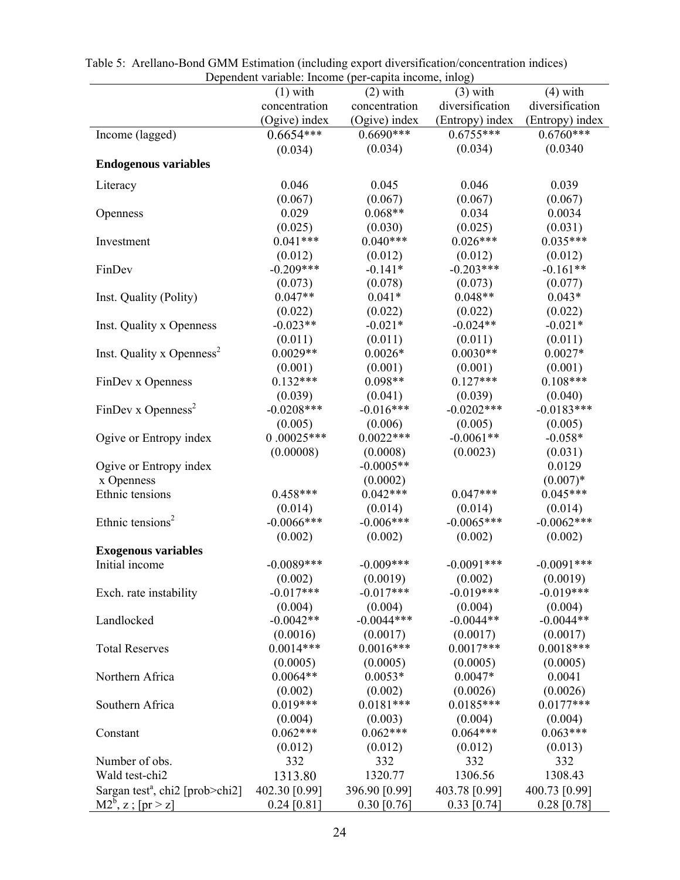Table 5: Arellano-Bond GMM Estimation (including export diversification/concentration indices)
Dependent variable: Income (per-capita income, inlog)

| | (1) with concentration (Ogive) index | (2) with concentration (Ogive) index | (3) with diversification (Entropy) index | (4) with diversification (Entropy) index |
|---|---|---|---|---|
| Income (lagged) | 0.6654*** | 0.6690*** | 0.6755*** | 0.6760*** |
| | (0.034) | (0.034) | (0.034) | (0.0340 |
| **Endogenous variables** | | | | |
| Literacy | 0.046 | 0.045 | 0.046 | 0.039 |
| | (0.067) | (0.067) | (0.067) | (0.067) |
| Openness | 0.029 | 0.068** | 0.034 | 0.0034 |
| | (0.025) | (0.030) | (0.025) | (0.031) |
| Investment | 0.041*** | 0.040*** | 0.026*** | 0.035*** |
| | (0.012) | (0.012) | (0.012) | (0.012) |
| FinDev | -0.209*** | -0.141* | -0.203*** | -0.161** |
| | (0.073) | (0.078) | (0.073) | (0.077) |
| Inst. Quality (Polity) | 0.047** | 0.041* | 0.048** | 0.043* |
| | (0.022) | (0.022) | (0.022) | (0.022) |
| Inst. Quality x Openness | -0.023** | -0.021* | -0.024** | -0.021* |
| | (0.011) | (0.011) | (0.011) | (0.011) |
| Inst. Quality x Openness$^2$ | 0.0029** | 0.0026* | 0.0030** | 0.0027* |
| | (0.001) | (0.001) | (0.001) | (0.001) |
| FinDev x Openness | 0.132*** | 0.098** | 0.127*** | 0.108*** |
| | (0.039) | (0.041) | (0.039) | (0.040) |
| FinDev x Openness$^2$ | -0.0208*** | -0.016*** | -0.0202*** | -0.0183*** |
| | (0.005) | (0.006) | (0.005) | (0.005) |
| Ogive or Entropy index | 0 .00025*** | 0.0022*** | -0.0061** | -0.058* |
| | (0.00008) | (0.0008) | (0.0023) | (0.031) |
| Ogive or Entropy index x Openness | | -0.0005** | | 0.0129 |
| | | (0.0002) | | (0.007)* |
| Ethnic tensions | 0.458*** | 0.042*** | 0.047*** | 0.045*** |
| | (0.014) | (0.014) | (0.014) | (0.014) |
| Ethnic tensions$^2$ | -0.0066*** | -0.006*** | -0.0065*** | -0.0062*** |
| | (0.002) | (0.002) | (0.002) | (0.002) |
| **Exogenous variables** | | | | |
| Initial income | -0.0089*** | -0.009*** | -0.0091*** | -0.0091*** |
| | (0.002) | (0.0019) | (0.002) | (0.0019) |
| Exch. rate instability | -0.017*** | -0.017*** | -0.019*** | -0.019*** |
| | (0.004) | (0.004) | (0.004) | (0.004) |
| Landlocked | -0.0042** | -0.0044*** | -0.0044** | -0.0044** |
| | (0.0016) | (0.0017) | (0.0017) | (0.0017) |
| Total Reserves | 0.0014*** | 0.0016*** | 0.0017*** | 0.0018*** |
| | (0.0005) | (0.0005) | (0.0005) | (0.0005) |
| Northern Africa | 0.0064** | 0.0053* | 0.0047* | 0.0041 |
| | (0.002) | (0.002) | (0.0026) | (0.0026) |
| Southern Africa | 0.019*** | 0.0181*** | 0.0185*** | 0.0177*** |
| | (0.004) | (0.003) | (0.004) | (0.004) |
| Constant | 0.062*** | 0.062*** | 0.064*** | 0.063*** |
| | (0.012) | (0.012) | (0.012) | (0.013) |
| Number of obs. | 332 | 332 | 332 | 332 |
| Wald test-chi2 | 1313.80 | 1320.77 | 1306.56 | 1308.43 |
| Sargan test[a], chi2 [prob>chi2] | 402.30 [0.99] | 396.90 [0.99] | 403.78 [0.99] | 400.73 [0.99] |
| M2[b], z ; [pr > z] | 0.24 [0.81] | 0.30 [0.76] | 0.33 [0.74] | 0.28 [0.78] |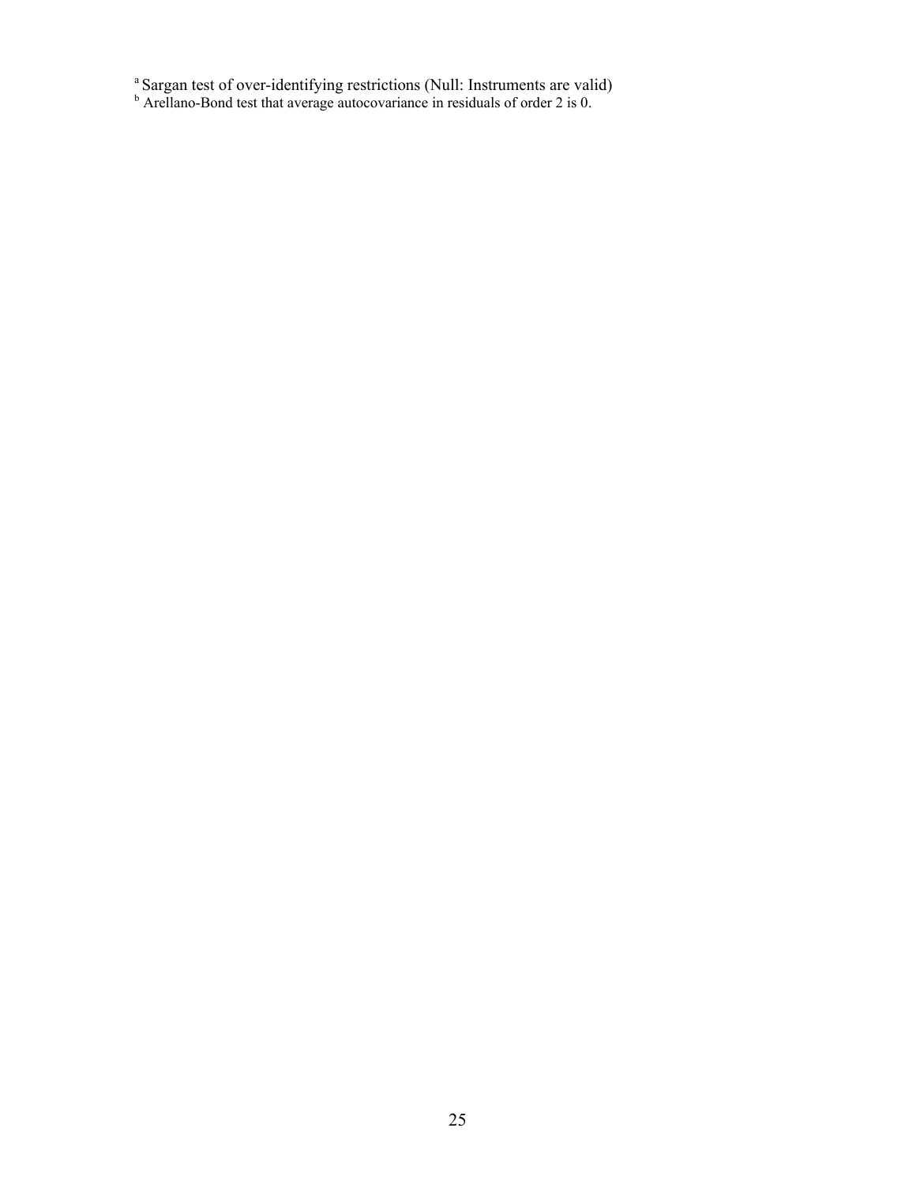[a] Sargan test of over-identifying restrictions (Null: Instruments are valid)
[b] Arellano-Bond test that average autocovariance in residuals of order 2 is 0.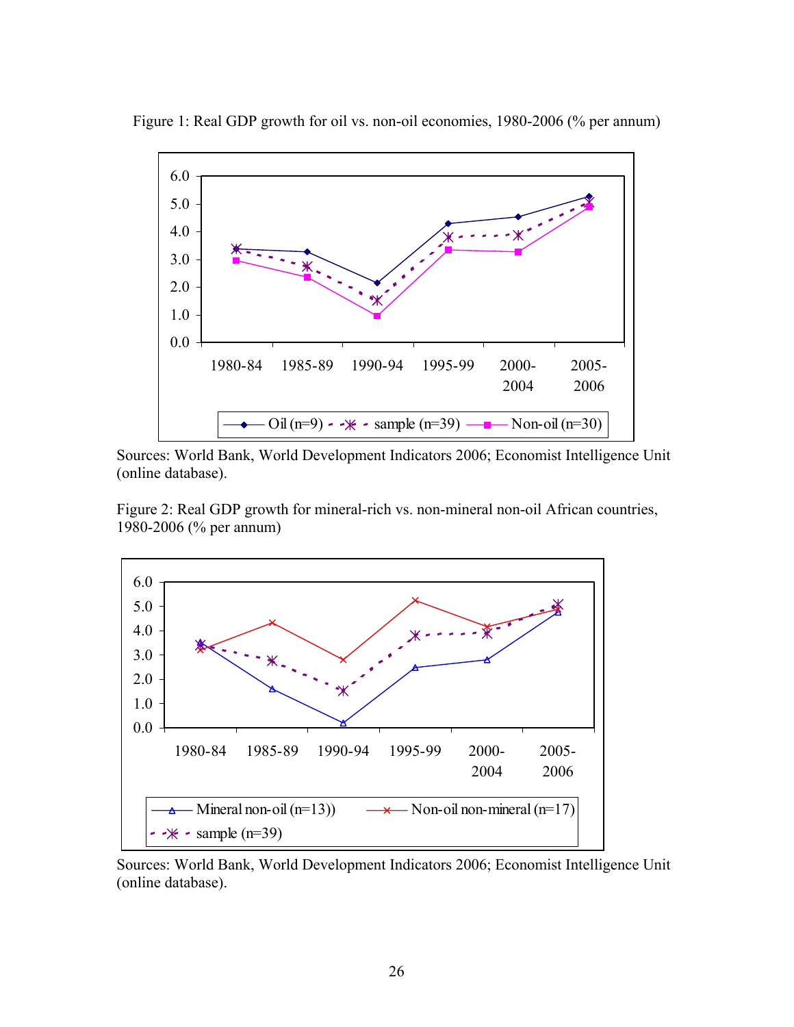Figure 1: Real GDP growth for oil vs. non-oil economies, 1980-2006 (% per annum)

Sources: World Bank, World Development Indicators 2006; Economist Intelligence Unit (online database).

Figure 2: Real GDP growth for mineral-rich vs. non-mineral non-oil African countries, 1980-2006 (% per annum)

Sources: World Bank, World Development Indicators 2006; Economist Intelligence Unit (online database).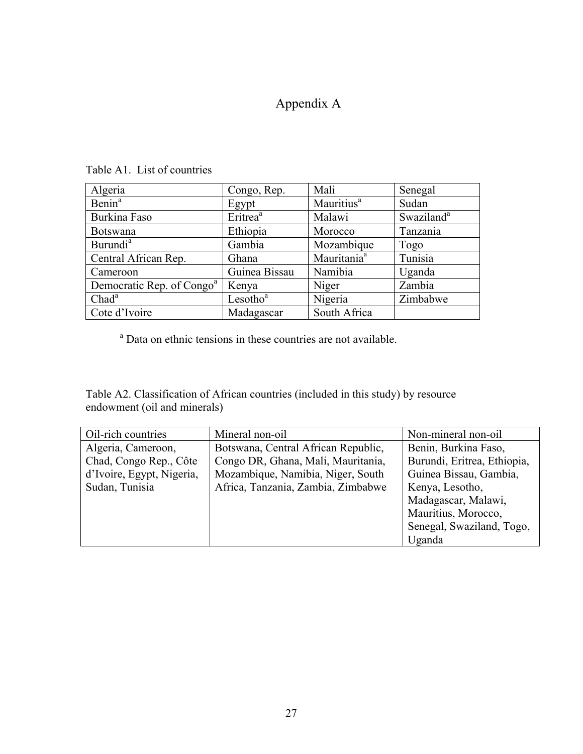# Appendix A

Table A1. List of countries

| Algeria | Congo, Rep. | Mali | Senegal |
|---|---|---|---|
| Benin[a] | Egypt | Mauritius[a] | Sudan |
| Burkina Faso | Eritrea[a] | Malawi | Swaziland[a] |
| Botswana | Ethiopia | Morocco | Tanzania |
| Burundi[a] | Gambia | Mozambique | Togo |
| Central African Rep. | Ghana | Mauritania[a] | Tunisia |
| Cameroon | Guinea Bissau | Namibia | Uganda |
| Democratic Rep. of Congo[a] | Kenya | Niger | Zambia |
| Chad[a] | Lesotho[a] | Nigeria | Zimbabwe |
| Cote d'Ivoire | Madagascar | South Africa | |

[a] Data on ethnic tensions in these countries are not available.

Table A2. Classification of African countries (included in this study) by resource endowment (oil and minerals)

| Oil-rich countries | Mineral non-oil | Non-mineral non-oil |
|---|---|---|
| Algeria, Cameroon, Chad, Congo Rep., Côte d'Ivoire, Egypt, Nigeria, Sudan, Tunisia | Botswana, Central African Republic, Congo DR, Ghana, Mali, Mauritania, Mozambique, Namibia, Niger, South Africa, Tanzania, Zambia, Zimbabwe | Benin, Burkina Faso, Burundi, Eritrea, Ethiopia, Guinea Bissau, Gambia, Kenya, Lesotho, Madagascar, Malawi, Mauritius, Morocco, Senegal, Swaziland, Togo, Uganda |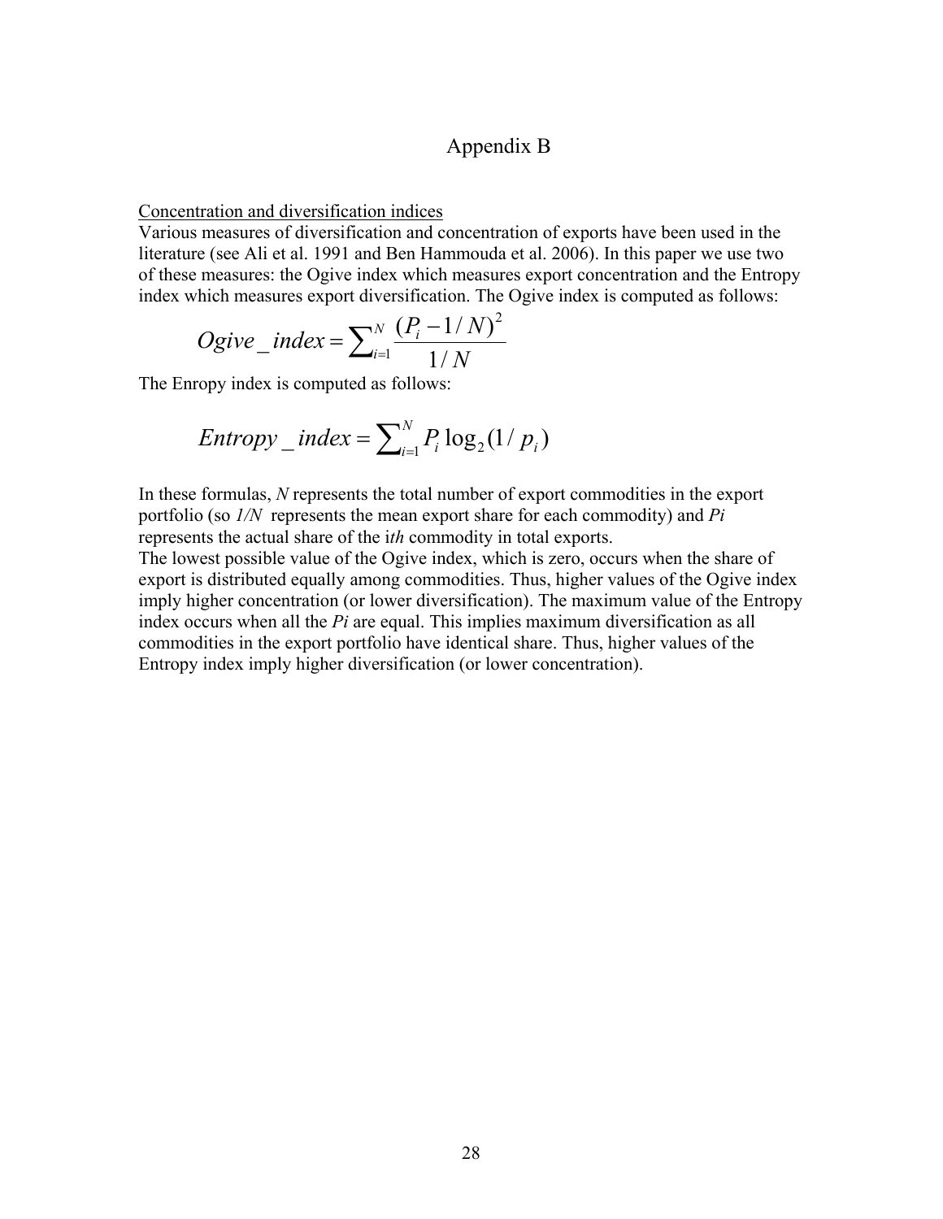# Appendix B

Concentration and diversification indices

Various measures of diversification and concentration of exports have been used in the literature (see Ali et al. 1991 and Ben Hammouda et al. 2006). In this paper we use two of these measures: the Ogive index which measures export concentration and the Entropy index which measures export diversification. The Ogive index is computed as follows:

$$Ogive\_index = \sum_{i=1}^{N} \frac{(P_i - 1/N)^2}{1/N}$$

The Enropy index is computed as follows:

$$Entropy\_index = \sum_{i=1}^{N} P_i \log_2(1/p_i)$$

In these formulas, $N$ represents the total number of export commodities in the export portfolio (so $1/N$ represents the mean export share for each commodity) and $Pi$ represents the actual share of the i*th* commodity in total exports.

The lowest possible value of the Ogive index, which is zero, occurs when the share of export is distributed equally among commodities. Thus, higher values of the Ogive index imply higher concentration (or lower diversification). The maximum value of the Entropy index occurs when all the $Pi$ are equal. This implies maximum diversification as all commodities in the export portfolio have identical share. Thus, higher values of the Entropy index imply higher diversification (or lower concentration).